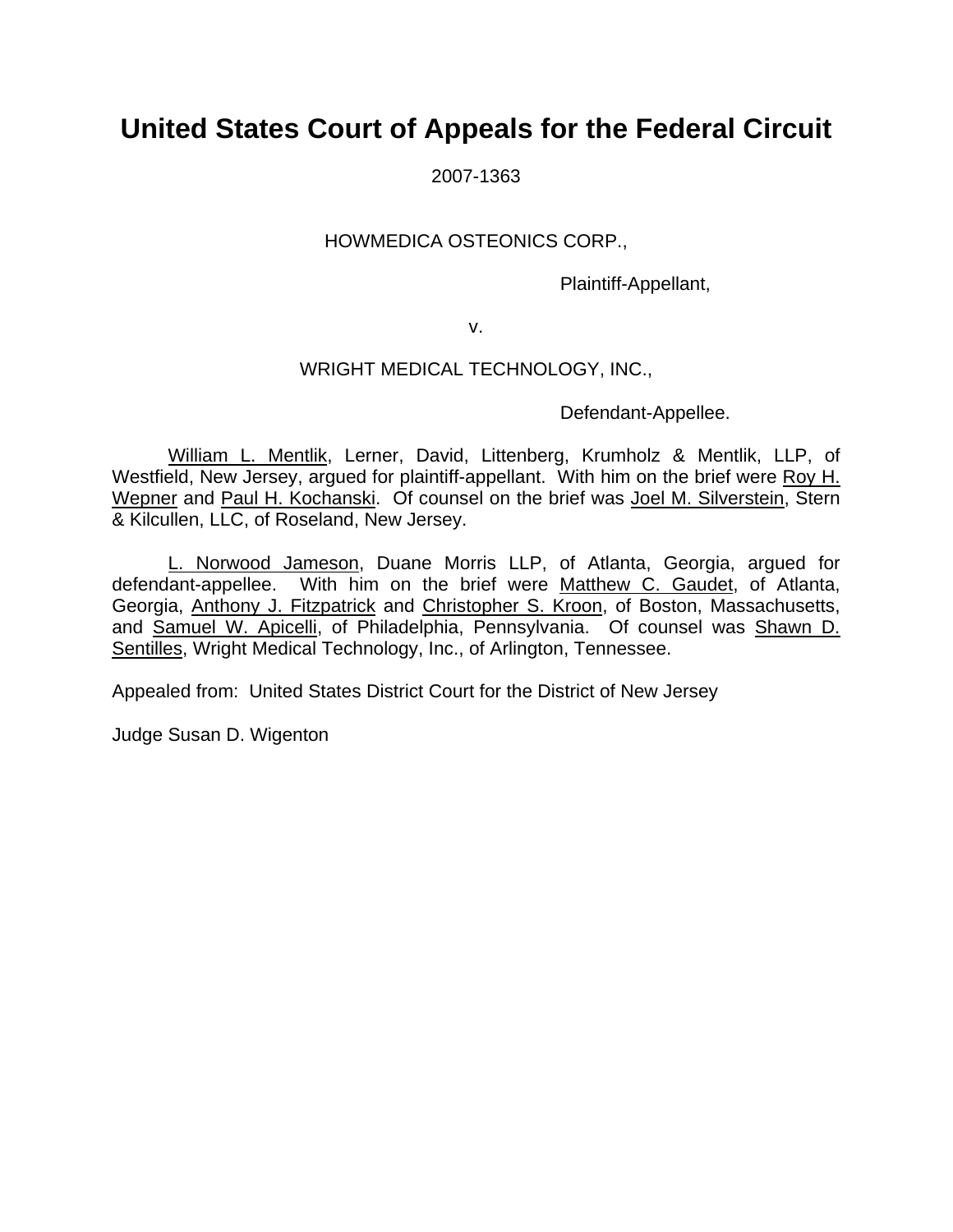# United States Court of Appeals for the Federal Circuit

2007-1363

HOWMEDICA OSTEONICS CORP.,

Plaintiff-Appellant,

v.

WRIGHT MEDICAL TECHNOLOGY, INC.,

Defendant-Appellee.

William L. Mentlik, Lerner, David, Littenberg, Krumholz & Mentlik, LLP, of Westfield, New Jersey, argued for plaintiff-appellant. With him on the brief were Roy H. Wepner and Paul H. Kochanski. Of counsel on the brief was Joel M. Silverstein, Stern & Kilcullen, LLC, of Roseland, New Jersey.

L. Norwood Jameson, Duane Morris LLP, of Atlanta, Georgia, argued for defendant-appellee. With him on the brief were Matthew C. Gaudet, of Atlanta, Georgia, Anthony J. Fitzpatrick and Christopher S. Kroon, of Boston, Massachusetts, and Samuel W. Apicelli, of Philadelphia, Pennsylvania. Of counsel was Shawn D. Sentilles, Wright Medical Technology, Inc., of Arlington, Tennessee.

Appealed from: United States District Court for the District of New Jersey

Judge Susan D. Wigenton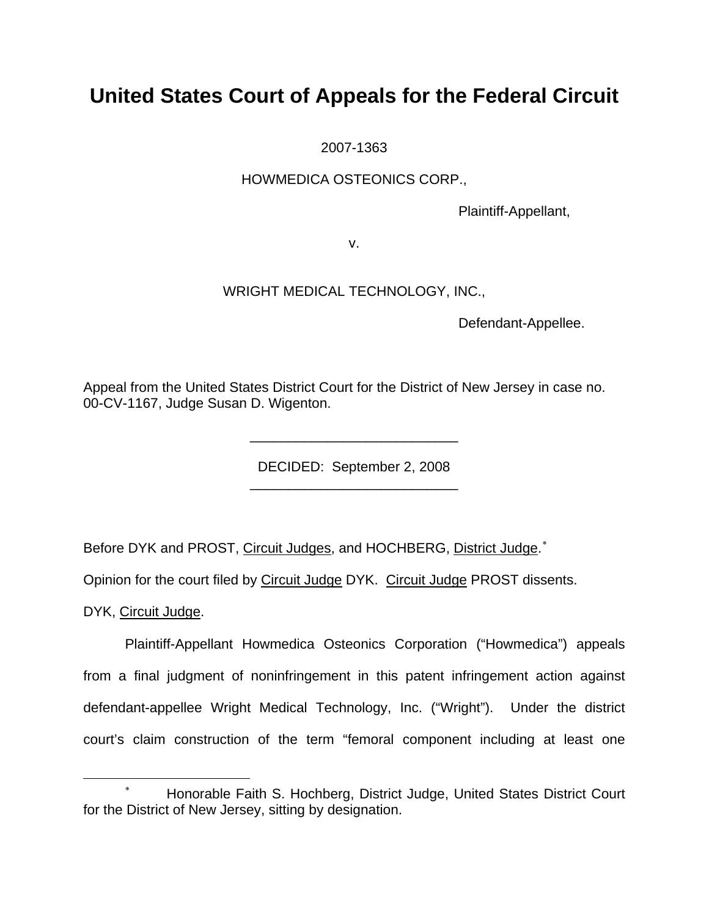# United States Court of Appeals for the Federal Circuit

2007-1363

HOWMEDICA OSTEONICS CORP.,

Plaintiff-Appellant,

v.

WRIGHT MEDICAL TECHNOLOGY, INC.,

Defendant-Appellee.

Appeal from the United States District Court for the District of New Jersey in case no. 00-CV-1167, Judge Susan D. Wigenton.

---

DECIDED: September 2, 2008

---

Before DYK and PROST, Circuit Judges, and HOCHBERG, District Judge.[*]

Opinion for the court filed by Circuit Judge DYK. Circuit Judge PROST dissents.

DYK, Circuit Judge.

Plaintiff-Appellant Howmedica Osteonics Corporation ("Howmedica") appeals from a final judgment of noninfringement in this patent infringement action against defendant-appellee Wright Medical Technology, Inc. ("Wright"). Under the district court's claim construction of the term "femoral component including at least one

---

[*] Honorable Faith S. Hochberg, District Judge, United States District Court for the District of New Jersey, sitting by designation.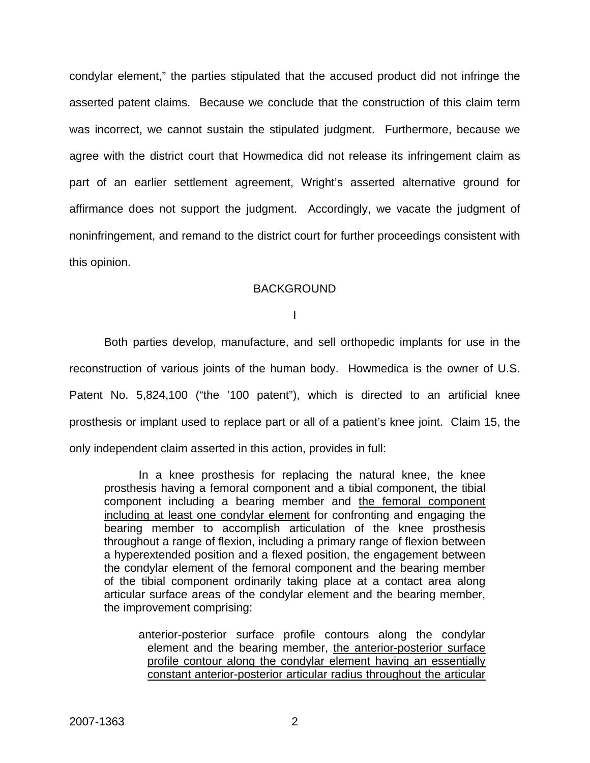condylar element," the parties stipulated that the accused product did not infringe the asserted patent claims. Because we conclude that the construction of this claim term was incorrect, we cannot sustain the stipulated judgment. Furthermore, because we agree with the district court that Howmedica did not release its infringement claim as part of an earlier settlement agreement, Wright's asserted alternative ground for affirmance does not support the judgment. Accordingly, we vacate the judgment of noninfringement, and remand to the district court for further proceedings consistent with this opinion.

## BACKGROUND

### I

Both parties develop, manufacture, and sell orthopedic implants for use in the reconstruction of various joints of the human body. Howmedica is the owner of U.S. Patent No. 5,824,100 ("the '100 patent"), which is directed to an artificial knee prosthesis or implant used to replace part or all of a patient's knee joint. Claim 15, the only independent claim asserted in this action, provides in full:

> In a knee prosthesis for replacing the natural knee, the knee prosthesis having a femoral component and a tibial component, the tibial component including a bearing member and <u>the femoral component including at least one condylar element</u> for confronting and engaging the bearing member to accomplish articulation of the knee prosthesis throughout a range of flexion, including a primary range of flexion between a hyperextended position and a flexed position, the engagement between the condylar element of the femoral component and the bearing member of the tibial component ordinarily taking place at a contact area along articular surface areas of the condylar element and the bearing member, the improvement comprising:
>
> anterior-posterior surface profile contours along the condylar element and the bearing member, <u>the anterior-posterior surface profile contour along the condylar element having an essentially constant anterior-posterior articular radius throughout the articular</u>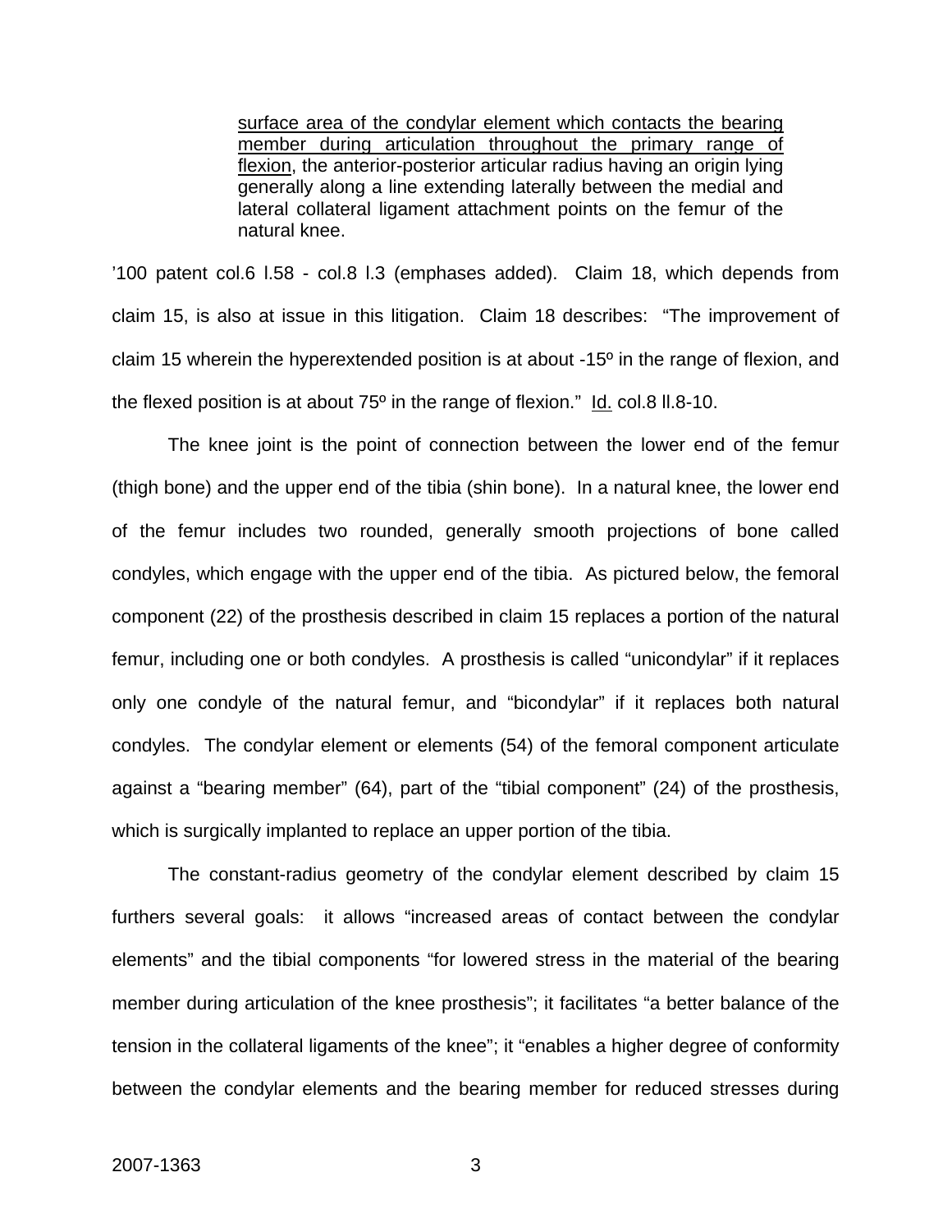> <u>surface area of the condylar element which contacts the bearing member during articulation throughout the primary range of flexion</u>, the anterior-posterior articular radius having an origin lying generally along a line extending laterally between the medial and lateral collateral ligament attachment points on the femur of the natural knee.

’100 patent col.6 l.58 - col.8 l.3 (emphases added). Claim 18, which depends from claim 15, is also at issue in this litigation. Claim 18 describes: “The improvement of claim 15 wherein the hyperextended position is at about -15º in the range of flexion, and the flexed position is at about 75º in the range of flexion.” <u>Id.</u> col.8 ll.8-10.

The knee joint is the point of connection between the lower end of the femur (thigh bone) and the upper end of the tibia (shin bone). In a natural knee, the lower end of the femur includes two rounded, generally smooth projections of bone called condyles, which engage with the upper end of the tibia. As pictured below, the femoral component (22) of the prosthesis described in claim 15 replaces a portion of the natural femur, including one or both condyles. A prosthesis is called “unicondylar” if it replaces only one condyle of the natural femur, and “bicondylar” if it replaces both natural condyles. The condylar element or elements (54) of the femoral component articulate against a “bearing member” (64), part of the “tibial component” (24) of the prosthesis, which is surgically implanted to replace an upper portion of the tibia.

The constant-radius geometry of the condylar element described by claim 15 furthers several goals: it allows “increased areas of contact between the condylar elements” and the tibial components “for lowered stress in the material of the bearing member during articulation of the knee prosthesis”; it facilitates “a better balance of the tension in the collateral ligaments of the knee”; it “enables a higher degree of conformity between the condylar elements and the bearing member for reduced stresses during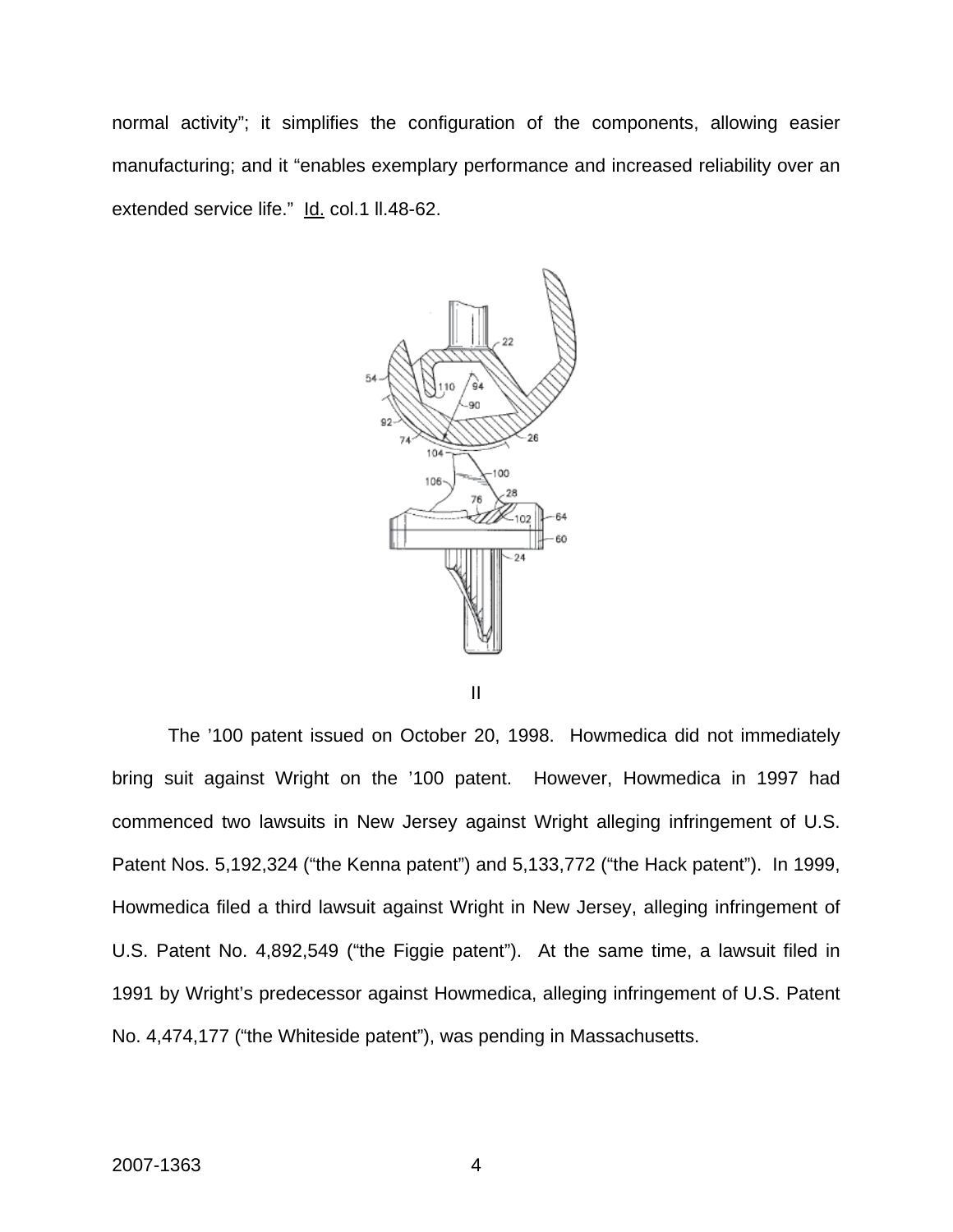normal activity"; it simplifies the configuration of the components, allowing easier manufacturing; and it "enables exemplary performance and increased reliability over an extended service life." Id. col.1 ll.48-62.

II

The '100 patent issued on October 20, 1998. Howmedica did not immediately bring suit against Wright on the '100 patent. However, Howmedica in 1997 had commenced two lawsuits in New Jersey against Wright alleging infringement of U.S. Patent Nos. 5,192,324 ("the Kenna patent") and 5,133,772 ("the Hack patent"). In 1999, Howmedica filed a third lawsuit against Wright in New Jersey, alleging infringement of U.S. Patent No. 4,892,549 ("the Figgie patent"). At the same time, a lawsuit filed in 1991 by Wright's predecessor against Howmedica, alleging infringement of U.S. Patent No. 4,474,177 ("the Whiteside patent"), was pending in Massachusetts.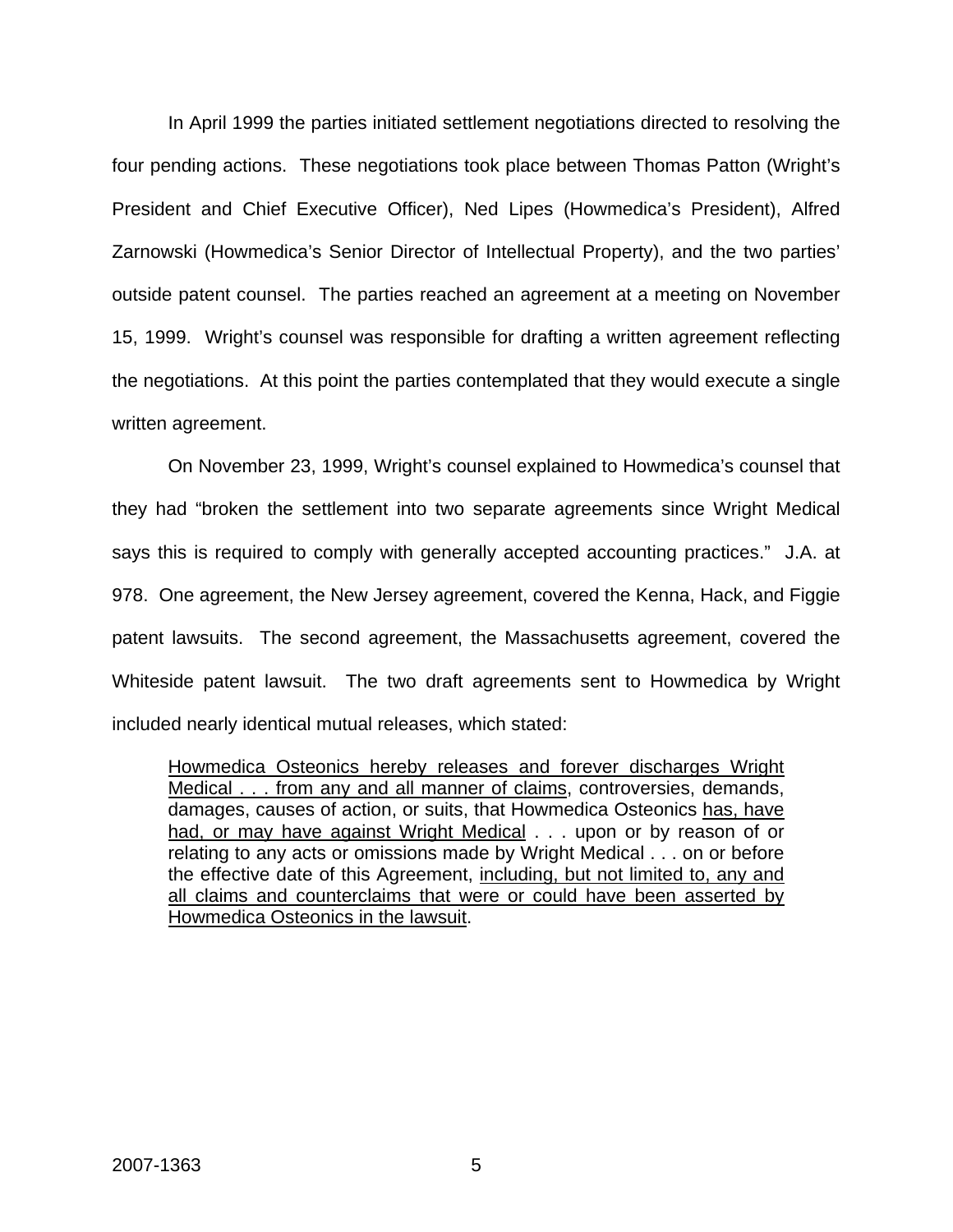In April 1999 the parties initiated settlement negotiations directed to resolving the four pending actions. These negotiations took place between Thomas Patton (Wright's President and Chief Executive Officer), Ned Lipes (Howmedica's President), Alfred Zarnowski (Howmedica's Senior Director of Intellectual Property), and the two parties' outside patent counsel. The parties reached an agreement at a meeting on November 15, 1999. Wright's counsel was responsible for drafting a written agreement reflecting the negotiations. At this point the parties contemplated that they would execute a single written agreement.

On November 23, 1999, Wright's counsel explained to Howmedica's counsel that they had "broken the settlement into two separate agreements since Wright Medical says this is required to comply with generally accepted accounting practices." J.A. at 978. One agreement, the New Jersey agreement, covered the Kenna, Hack, and Figgie patent lawsuits. The second agreement, the Massachusetts agreement, covered the Whiteside patent lawsuit. The two draft agreements sent to Howmedica by Wright included nearly identical mutual releases, which stated:

> <u>Howmedica Osteonics hereby releases and forever discharges Wright Medical . . . from any and all manner of claims</u>, controversies, demands, damages, causes of action, or suits, that Howmedica Osteonics <u>has, have had, or may have against Wright Medical</u> . . . upon or by reason of or relating to any acts or omissions made by Wright Medical . . . on or before the effective date of this Agreement, <u>including, but not limited to, any and all claims and counterclaims that were or could have been asserted by Howmedica Osteonics in the lawsuit</u>.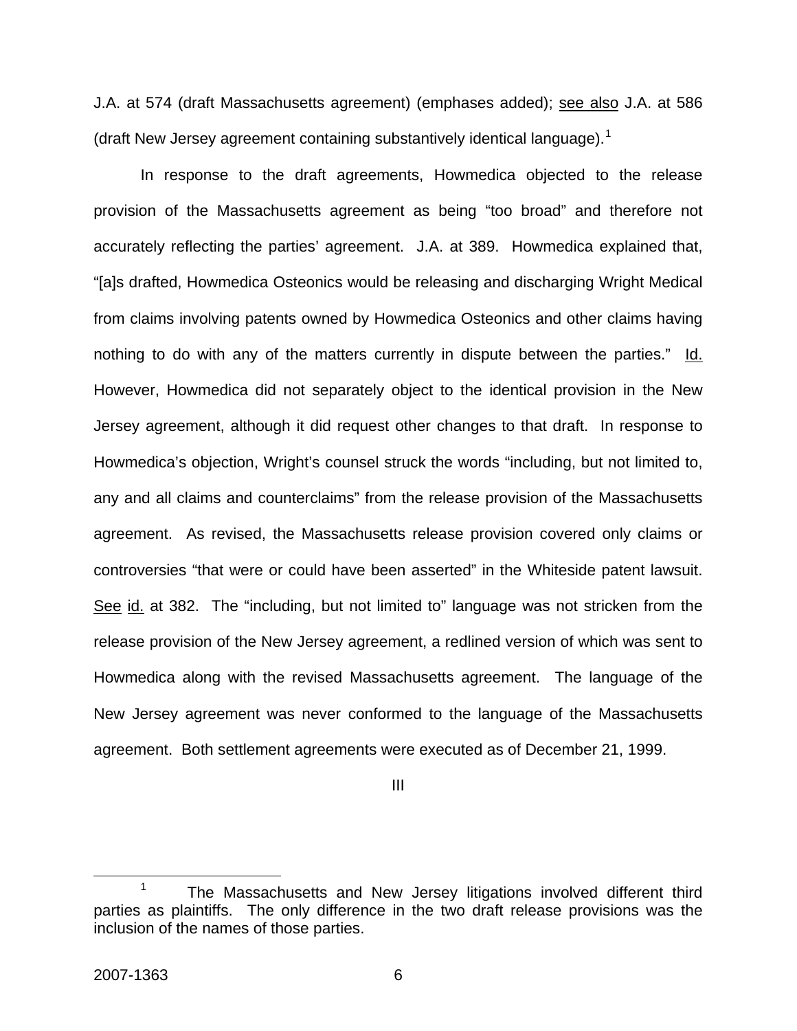J.A. at 574 (draft Massachusetts agreement) (emphases added); see also J.A. at 586 (draft New Jersey agreement containing substantively identical language).[1]

In response to the draft agreements, Howmedica objected to the release provision of the Massachusetts agreement as being "too broad" and therefore not accurately reflecting the parties' agreement. J.A. at 389. Howmedica explained that, "[a]s drafted, Howmedica Osteonics would be releasing and discharging Wright Medical from claims involving patents owned by Howmedica Osteonics and other claims having nothing to do with any of the matters currently in dispute between the parties." Id. However, Howmedica did not separately object to the identical provision in the New Jersey agreement, although it did request other changes to that draft. In response to Howmedica's objection, Wright's counsel struck the words "including, but not limited to, any and all claims and counterclaims" from the release provision of the Massachusetts agreement. As revised, the Massachusetts release provision covered only claims or controversies "that were or could have been asserted" in the Whiteside patent lawsuit. See id. at 382. The "including, but not limited to" language was not stricken from the release provision of the New Jersey agreement, a redlined version of which was sent to Howmedica along with the revised Massachusetts agreement. The language of the New Jersey agreement was never conformed to the language of the Massachusetts agreement. Both settlement agreements were executed as of December 21, 1999.

III

[1] The Massachusetts and New Jersey litigations involved different third parties as plaintiffs. The only difference in the two draft release provisions was the inclusion of the names of those parties.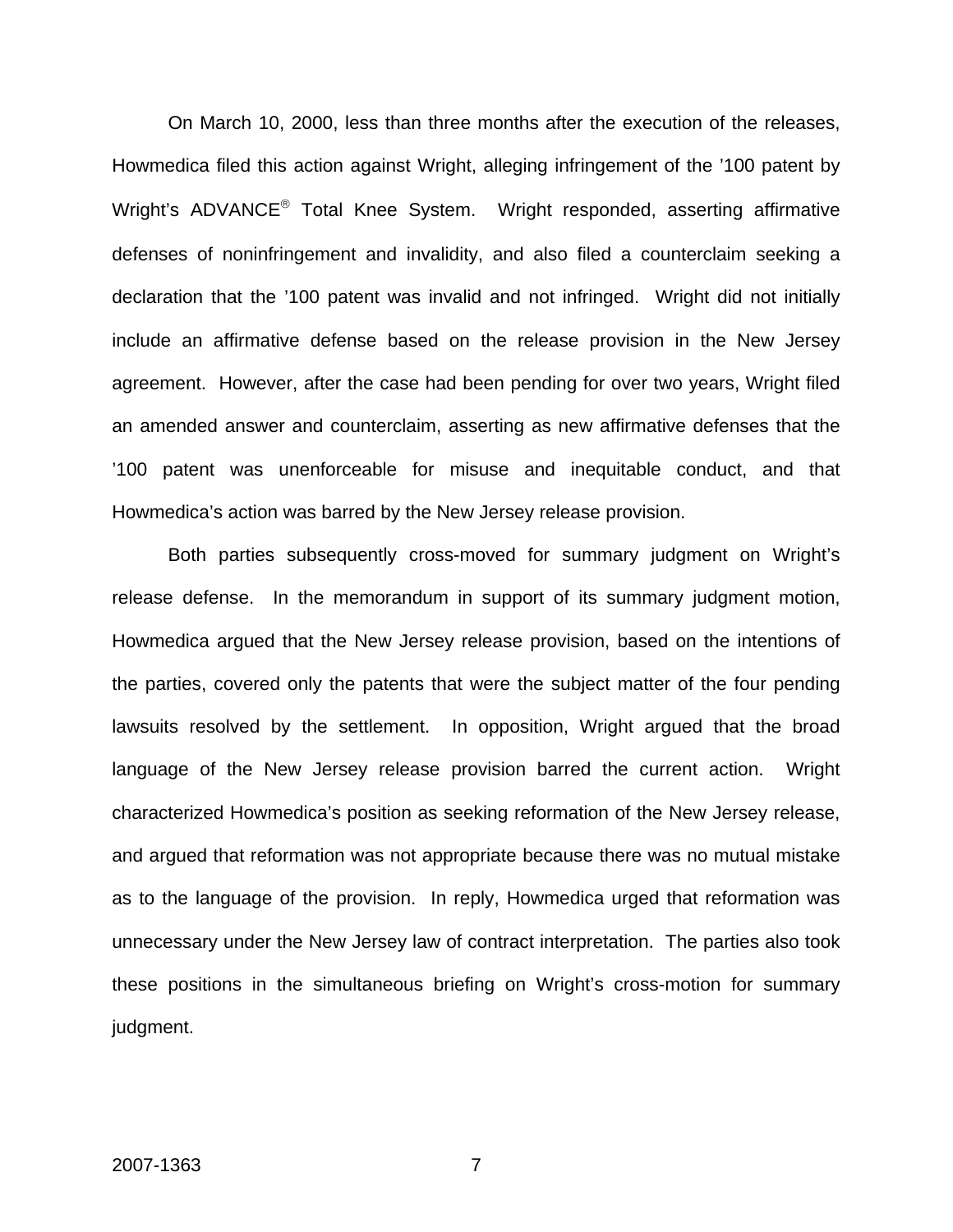On March 10, 2000, less than three months after the execution of the releases, Howmedica filed this action against Wright, alleging infringement of the ’100 patent by Wright’s ADVANCE® Total Knee System. Wright responded, asserting affirmative defenses of noninfringement and invalidity, and also filed a counterclaim seeking a declaration that the ’100 patent was invalid and not infringed. Wright did not initially include an affirmative defense based on the release provision in the New Jersey agreement. However, after the case had been pending for over two years, Wright filed an amended answer and counterclaim, asserting as new affirmative defenses that the ’100 patent was unenforceable for misuse and inequitable conduct, and that Howmedica’s action was barred by the New Jersey release provision.

Both parties subsequently cross-moved for summary judgment on Wright’s release defense. In the memorandum in support of its summary judgment motion, Howmedica argued that the New Jersey release provision, based on the intentions of the parties, covered only the patents that were the subject matter of the four pending lawsuits resolved by the settlement. In opposition, Wright argued that the broad language of the New Jersey release provision barred the current action. Wright characterized Howmedica’s position as seeking reformation of the New Jersey release, and argued that reformation was not appropriate because there was no mutual mistake as to the language of the provision. In reply, Howmedica urged that reformation was unnecessary under the New Jersey law of contract interpretation. The parties also took these positions in the simultaneous briefing on Wright’s cross-motion for summary judgment.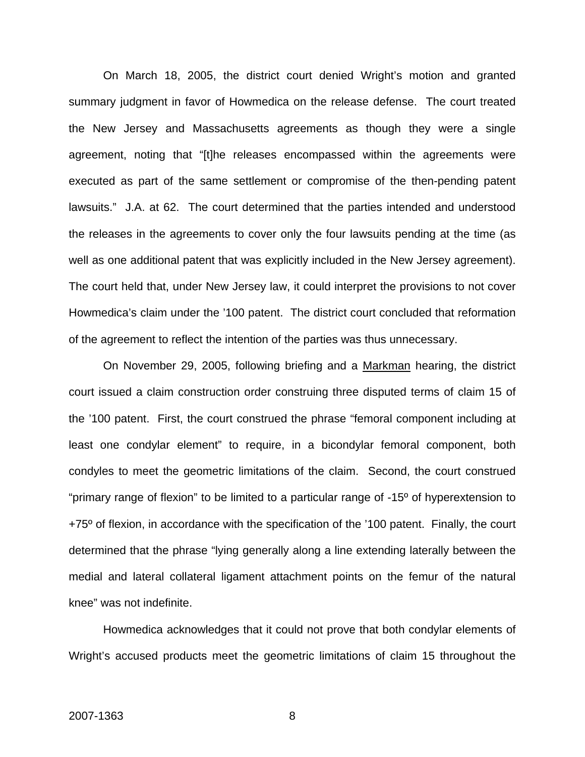On March 18, 2005, the district court denied Wright's motion and granted summary judgment in favor of Howmedica on the release defense. The court treated the New Jersey and Massachusetts agreements as though they were a single agreement, noting that "[t]he releases encompassed within the agreements were executed as part of the same settlement or compromise of the then-pending patent lawsuits." J.A. at 62. The court determined that the parties intended and understood the releases in the agreements to cover only the four lawsuits pending at the time (as well as one additional patent that was explicitly included in the New Jersey agreement). The court held that, under New Jersey law, it could interpret the provisions to not cover Howmedica's claim under the '100 patent. The district court concluded that reformation of the agreement to reflect the intention of the parties was thus unnecessary.

On November 29, 2005, following briefing and a Markman hearing, the district court issued a claim construction order construing three disputed terms of claim 15 of the '100 patent. First, the court construed the phrase "femoral component including at least one condylar element" to require, in a bicondylar femoral component, both condyles to meet the geometric limitations of the claim. Second, the court construed "primary range of flexion" to be limited to a particular range of -15º of hyperextension to +75º of flexion, in accordance with the specification of the '100 patent. Finally, the court determined that the phrase "lying generally along a line extending laterally between the medial and lateral collateral ligament attachment points on the femur of the natural knee" was not indefinite.

Howmedica acknowledges that it could not prove that both condylar elements of Wright's accused products meet the geometric limitations of claim 15 throughout the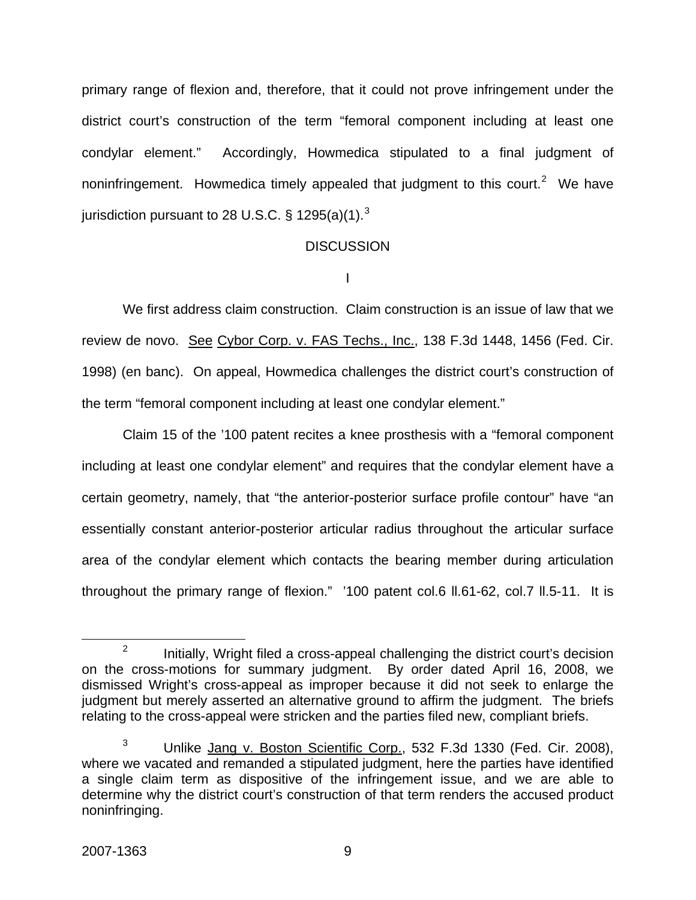primary range of flexion and, therefore, that it could not prove infringement under the district court's construction of the term "femoral component including at least one condylar element." Accordingly, Howmedica stipulated to a final judgment of noninfringement. Howmedica timely appealed that judgment to this court.[2] We have jurisdiction pursuant to 28 U.S.C. § 1295(a)(1).[3]

## DISCUSSION

### I

We first address claim construction. Claim construction is an issue of law that we review de novo. See Cybor Corp. v. FAS Techs., Inc., 138 F.3d 1448, 1456 (Fed. Cir. 1998) (en banc). On appeal, Howmedica challenges the district court's construction of the term "femoral component including at least one condylar element."

Claim 15 of the '100 patent recites a knee prosthesis with a "femoral component including at least one condylar element" and requires that the condylar element have a certain geometry, namely, that "the anterior-posterior surface profile contour" have "an essentially constant anterior-posterior articular radius throughout the articular surface area of the condylar element which contacts the bearing member during articulation throughout the primary range of flexion." '100 patent col.6 ll.61-62, col.7 ll.5-11. It is

---

[2] Initially, Wright filed a cross-appeal challenging the district court's decision on the cross-motions for summary judgment. By order dated April 16, 2008, we dismissed Wright's cross-appeal as improper because it did not seek to enlarge the judgment but merely asserted an alternative ground to affirm the judgment. The briefs relating to the cross-appeal were stricken and the parties filed new, compliant briefs.

[3] Unlike Jang v. Boston Scientific Corp., 532 F.3d 1330 (Fed. Cir. 2008), where we vacated and remanded a stipulated judgment, here the parties have identified a single claim term as dispositive of the infringement issue, and we are able to determine why the district court's construction of that term renders the accused product noninfringing.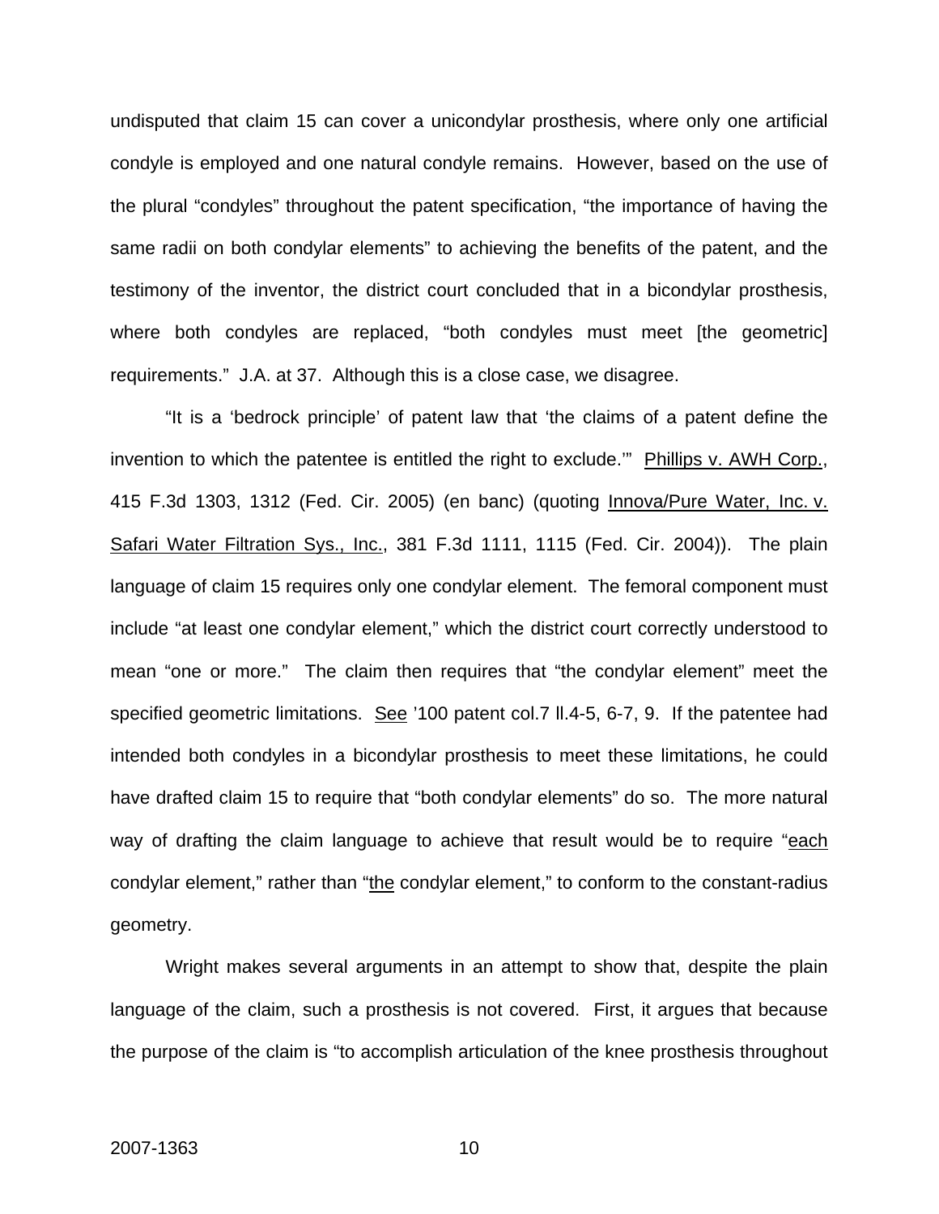undisputed that claim 15 can cover a unicondylar prosthesis, where only one artificial condyle is employed and one natural condyle remains. However, based on the use of the plural "condyles" throughout the patent specification, "the importance of having the same radii on both condylar elements" to achieving the benefits of the patent, and the testimony of the inventor, the district court concluded that in a bicondylar prosthesis, where both condyles are replaced, "both condyles must meet [the geometric] requirements." J.A. at 37. Although this is a close case, we disagree.

"It is a 'bedrock principle' of patent law that 'the claims of a patent define the invention to which the patentee is entitled the right to exclude.'" Phillips v. AWH Corp., 415 F.3d 1303, 1312 (Fed. Cir. 2005) (en banc) (quoting Innova/Pure Water, Inc. v. Safari Water Filtration Sys., Inc., 381 F.3d 1111, 1115 (Fed. Cir. 2004)). The plain language of claim 15 requires only one condylar element. The femoral component must include "at least one condylar element," which the district court correctly understood to mean "one or more." The claim then requires that "the condylar element" meet the specified geometric limitations. See '100 patent col.7 ll.4-5, 6-7, 9. If the patentee had intended both condyles in a bicondylar prosthesis to meet these limitations, he could have drafted claim 15 to require that "both condylar elements" do so. The more natural way of drafting the claim language to achieve that result would be to require "each condylar element," rather than "the condylar element," to conform to the constant-radius geometry.

Wright makes several arguments in an attempt to show that, despite the plain language of the claim, such a prosthesis is not covered. First, it argues that because the purpose of the claim is "to accomplish articulation of the knee prosthesis throughout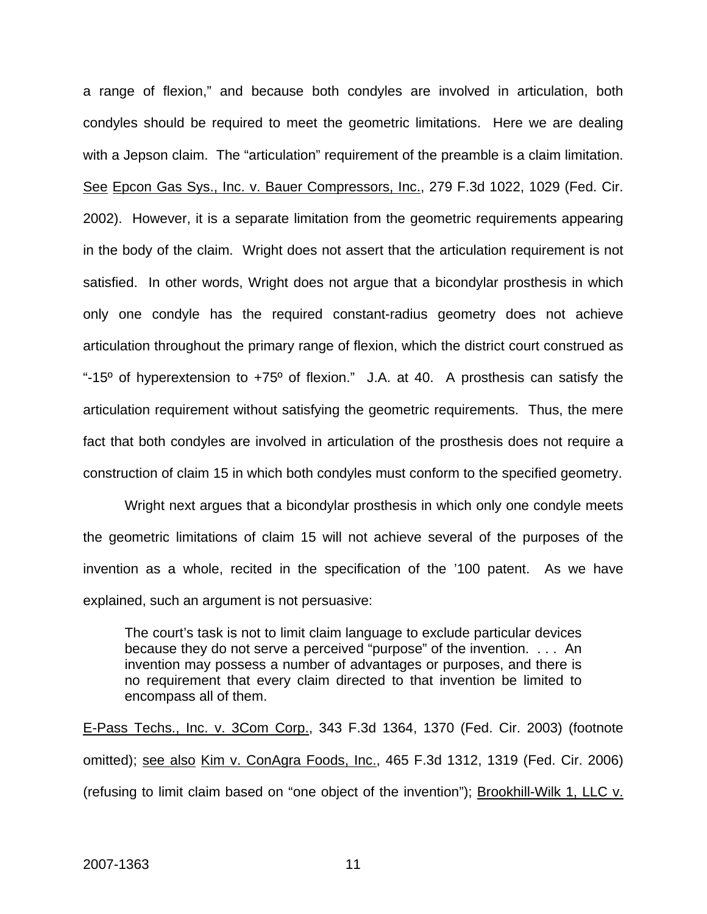a range of flexion," and because both condyles are involved in articulation, both condyles should be required to meet the geometric limitations. Here we are dealing with a Jepson claim. The "articulation" requirement of the preamble is a claim limitation. See Epcon Gas Sys., Inc. v. Bauer Compressors, Inc., 279 F.3d 1022, 1029 (Fed. Cir. 2002). However, it is a separate limitation from the geometric requirements appearing in the body of the claim. Wright does not assert that the articulation requirement is not satisfied. In other words, Wright does not argue that a bicondylar prosthesis in which only one condyle has the required constant-radius geometry does not achieve articulation throughout the primary range of flexion, which the district court construed as "-15º of hyperextension to +75º of flexion." J.A. at 40. A prosthesis can satisfy the articulation requirement without satisfying the geometric requirements. Thus, the mere fact that both condyles are involved in articulation of the prosthesis does not require a construction of claim 15 in which both condyles must conform to the specified geometry.

Wright next argues that a bicondylar prosthesis in which only one condyle meets the geometric limitations of claim 15 will not achieve several of the purposes of the invention as a whole, recited in the specification of the '100 patent. As we have explained, such an argument is not persuasive:

> The court's task is not to limit claim language to exclude particular devices because they do not serve a perceived "purpose" of the invention. . . . An invention may possess a number of advantages or purposes, and there is no requirement that every claim directed to that invention be limited to encompass all of them.

E-Pass Techs., Inc. v. 3Com Corp., 343 F.3d 1364, 1370 (Fed. Cir. 2003) (footnote omitted); see also Kim v. ConAgra Foods, Inc., 465 F.3d 1312, 1319 (Fed. Cir. 2006) (refusing to limit claim based on "one object of the invention"); Brookhill-Wilk 1, LLC v.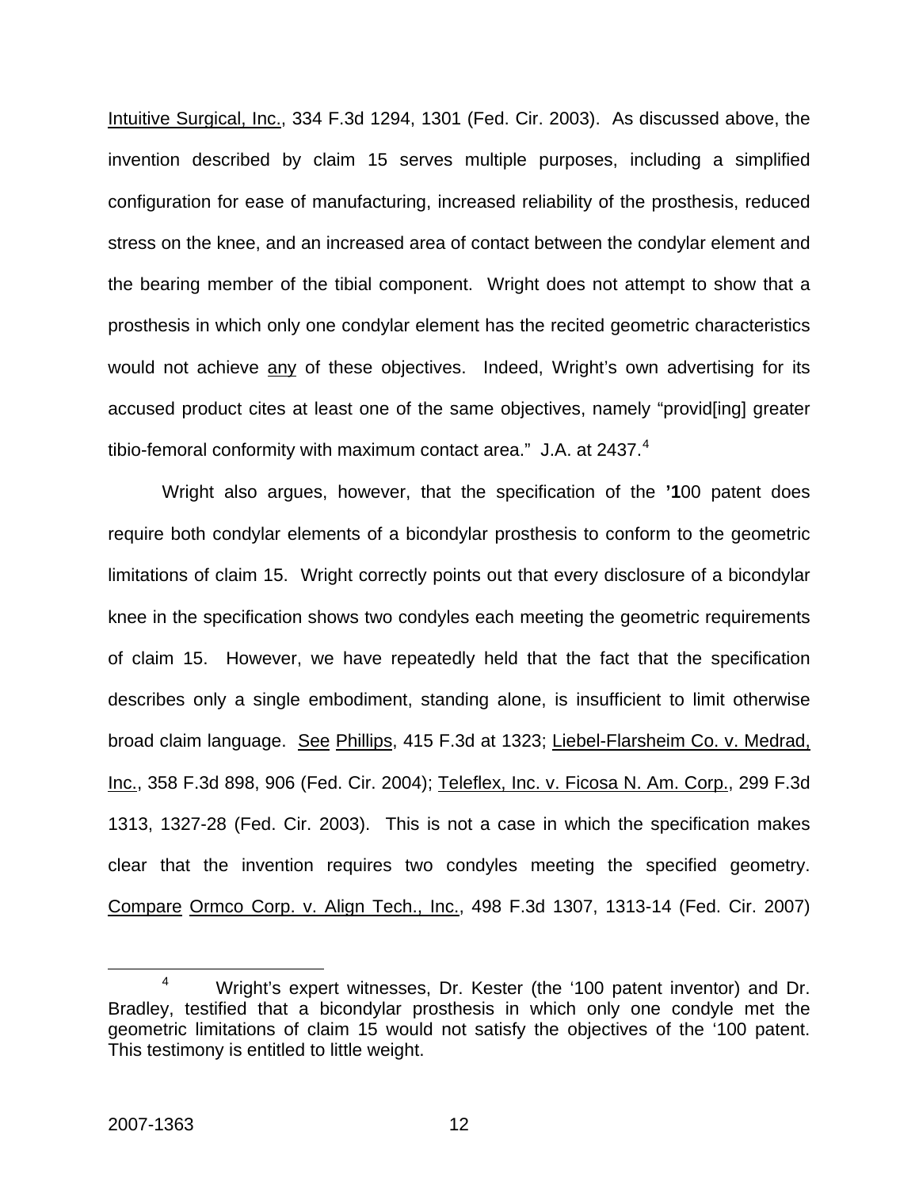Intuitive Surgical, Inc., 334 F.3d 1294, 1301 (Fed. Cir. 2003). As discussed above, the invention described by claim 15 serves multiple purposes, including a simplified configuration for ease of manufacturing, increased reliability of the prosthesis, reduced stress on the knee, and an increased area of contact between the condylar element and the bearing member of the tibial component. Wright does not attempt to show that a prosthesis in which only one condylar element has the recited geometric characteristics would not achieve any of these objectives. Indeed, Wright's own advertising for its accused product cites at least one of the same objectives, namely "provid[ing] greater tibio-femoral conformity with maximum contact area." J.A. at 2437.[4]

Wright also argues, however, that the specification of the **'1**00 patent does require both condylar elements of a bicondylar prosthesis to conform to the geometric limitations of claim 15. Wright correctly points out that every disclosure of a bicondylar knee in the specification shows two condyles each meeting the geometric requirements of claim 15. However, we have repeatedly held that the fact that the specification describes only a single embodiment, standing alone, is insufficient to limit otherwise broad claim language. See Phillips, 415 F.3d at 1323; Liebel-Flarsheim Co. v. Medrad, Inc., 358 F.3d 898, 906 (Fed. Cir. 2004); Teleflex, Inc. v. Ficosa N. Am. Corp., 299 F.3d 1313, 1327-28 (Fed. Cir. 2003). This is not a case in which the specification makes clear that the invention requires two condyles meeting the specified geometry. Compare Ormco Corp. v. Align Tech., Inc., 498 F.3d 1307, 1313-14 (Fed. Cir. 2007)

[4] Wright's expert witnesses, Dr. Kester (the '100 patent inventor) and Dr. Bradley, testified that a bicondylar prosthesis in which only one condyle met the geometric limitations of claim 15 would not satisfy the objectives of the '100 patent. This testimony is entitled to little weight.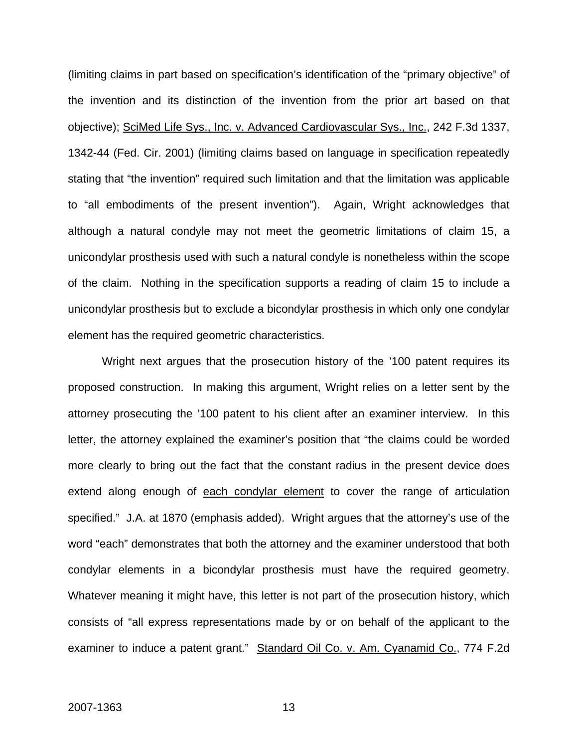(limiting claims in part based on specification's identification of the "primary objective" of the invention and its distinction of the invention from the prior art based on that objective); <u>SciMed Life Sys., Inc. v. Advanced Cardiovascular Sys., Inc.</u>, 242 F.3d 1337, 1342-44 (Fed. Cir. 2001) (limiting claims based on language in specification repeatedly stating that "the invention" required such limitation and that the limitation was applicable to "all embodiments of the present invention"). Again, Wright acknowledges that although a natural condyle may not meet the geometric limitations of claim 15, a unicondylar prosthesis used with such a natural condyle is nonetheless within the scope of the claim. Nothing in the specification supports a reading of claim 15 to include a unicondylar prosthesis but to exclude a bicondylar prosthesis in which only one condylar element has the required geometric characteristics.

Wright next argues that the prosecution history of the '100 patent requires its proposed construction. In making this argument, Wright relies on a letter sent by the attorney prosecuting the '100 patent to his client after an examiner interview. In this letter, the attorney explained the examiner's position that "the claims could be worded more clearly to bring out the fact that the constant radius in the present device does extend along enough of <u>each condylar element</u> to cover the range of articulation specified." J.A. at 1870 (emphasis added). Wright argues that the attorney's use of the word "each" demonstrates that both the attorney and the examiner understood that both condylar elements in a bicondylar prosthesis must have the required geometry. Whatever meaning it might have, this letter is not part of the prosecution history, which consists of "all express representations made by or on behalf of the applicant to the examiner to induce a patent grant." <u>Standard Oil Co. v. Am. Cyanamid Co.</u>, 774 F.2d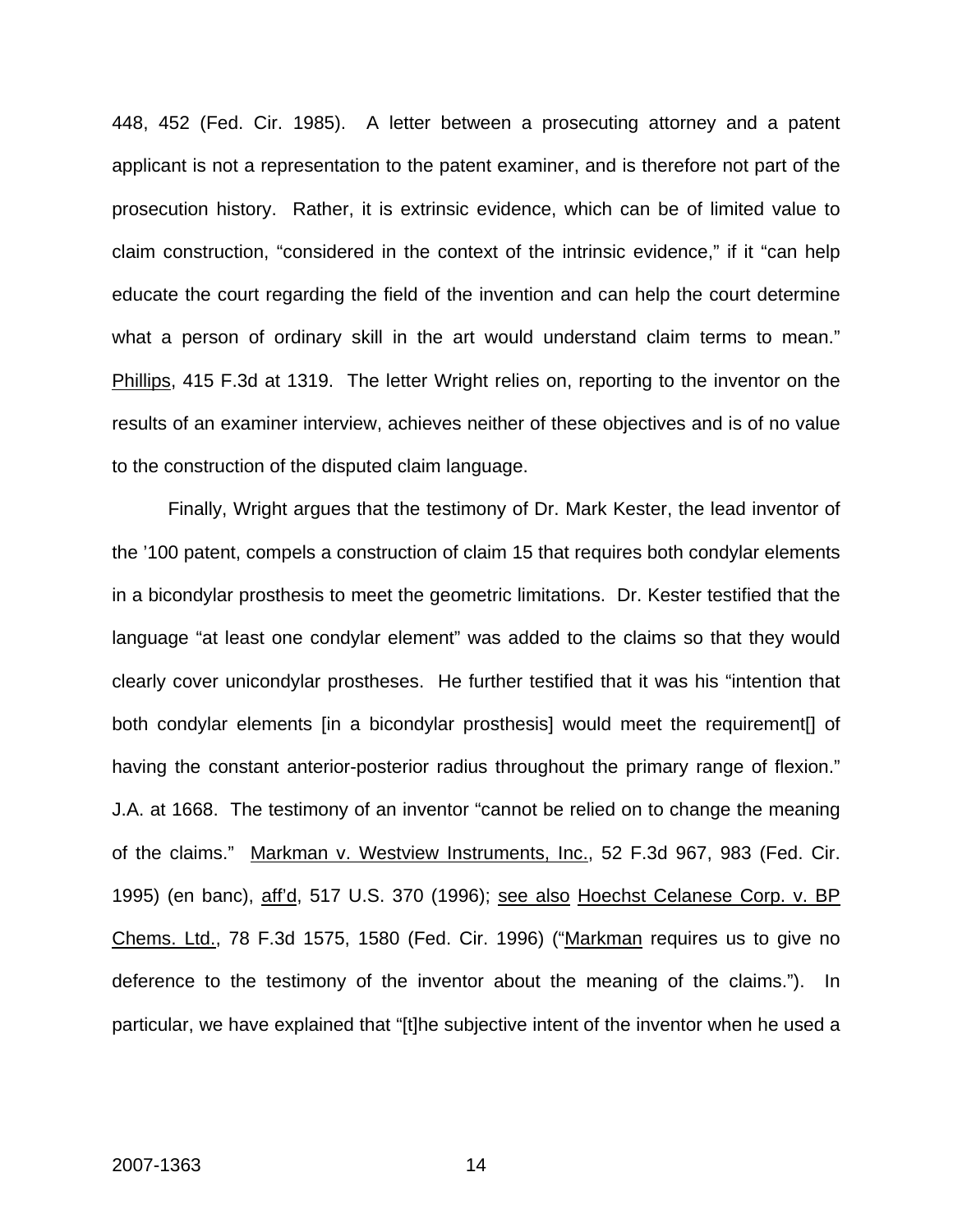448, 452 (Fed. Cir. 1985). A letter between a prosecuting attorney and a patent applicant is not a representation to the patent examiner, and is therefore not part of the prosecution history. Rather, it is extrinsic evidence, which can be of limited value to claim construction, "considered in the context of the intrinsic evidence," if it "can help educate the court regarding the field of the invention and can help the court determine what a person of ordinary skill in the art would understand claim terms to mean." Phillips, 415 F.3d at 1319. The letter Wright relies on, reporting to the inventor on the results of an examiner interview, achieves neither of these objectives and is of no value to the construction of the disputed claim language.

Finally, Wright argues that the testimony of Dr. Mark Kester, the lead inventor of the '100 patent, compels a construction of claim 15 that requires both condylar elements in a bicondylar prosthesis to meet the geometric limitations. Dr. Kester testified that the language "at least one condylar element" was added to the claims so that they would clearly cover unicondylar prostheses. He further testified that it was his "intention that both condylar elements [in a bicondylar prosthesis] would meet the requirement[] of having the constant anterior-posterior radius throughout the primary range of flexion." J.A. at 1668. The testimony of an inventor "cannot be relied on to change the meaning of the claims." Markman v. Westview Instruments, Inc., 52 F.3d 967, 983 (Fed. Cir. 1995) (en banc), aff'd, 517 U.S. 370 (1996); see also Hoechst Celanese Corp. v. BP Chems. Ltd., 78 F.3d 1575, 1580 (Fed. Cir. 1996) ("Markman requires us to give no deference to the testimony of the inventor about the meaning of the claims."). In particular, we have explained that "[t]he subjective intent of the inventor when he used a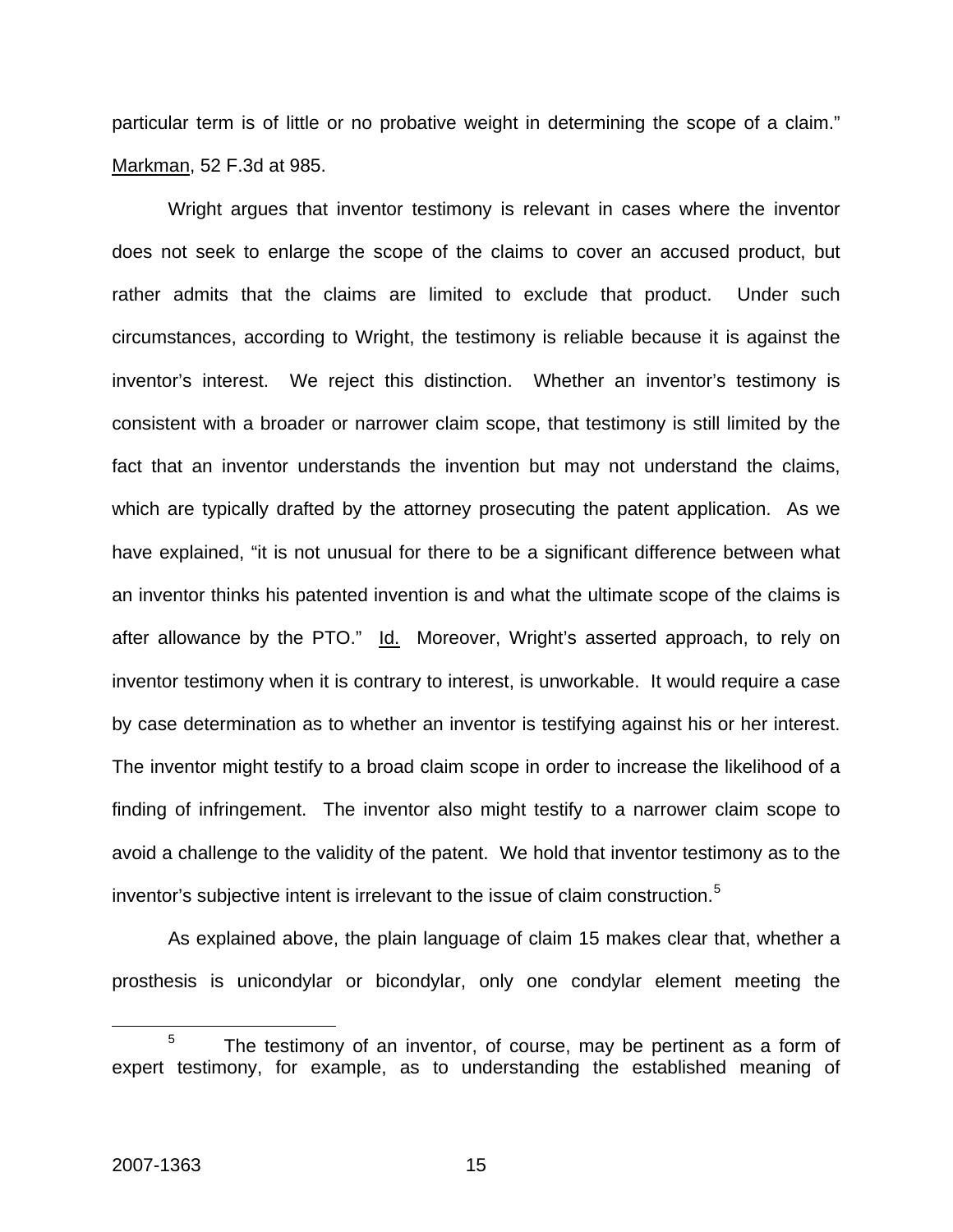particular term is of little or no probative weight in determining the scope of a claim." Markman, 52 F.3d at 985.

Wright argues that inventor testimony is relevant in cases where the inventor does not seek to enlarge the scope of the claims to cover an accused product, but rather admits that the claims are limited to exclude that product. Under such circumstances, according to Wright, the testimony is reliable because it is against the inventor's interest. We reject this distinction. Whether an inventor's testimony is consistent with a broader or narrower claim scope, that testimony is still limited by the fact that an inventor understands the invention but may not understand the claims, which are typically drafted by the attorney prosecuting the patent application. As we have explained, "it is not unusual for there to be a significant difference between what an inventor thinks his patented invention is and what the ultimate scope of the claims is after allowance by the PTO." Id. Moreover, Wright's asserted approach, to rely on inventor testimony when it is contrary to interest, is unworkable. It would require a case by case determination as to whether an inventor is testifying against his or her interest. The inventor might testify to a broad claim scope in order to increase the likelihood of a finding of infringement. The inventor also might testify to a narrower claim scope to avoid a challenge to the validity of the patent. We hold that inventor testimony as to the inventor's subjective intent is irrelevant to the issue of claim construction.[5]

As explained above, the plain language of claim 15 makes clear that, whether a prosthesis is unicondylar or bicondylar, only one condylar element meeting the

[5] The testimony of an inventor, of course, may be pertinent as a form of expert testimony, for example, as to understanding the established meaning of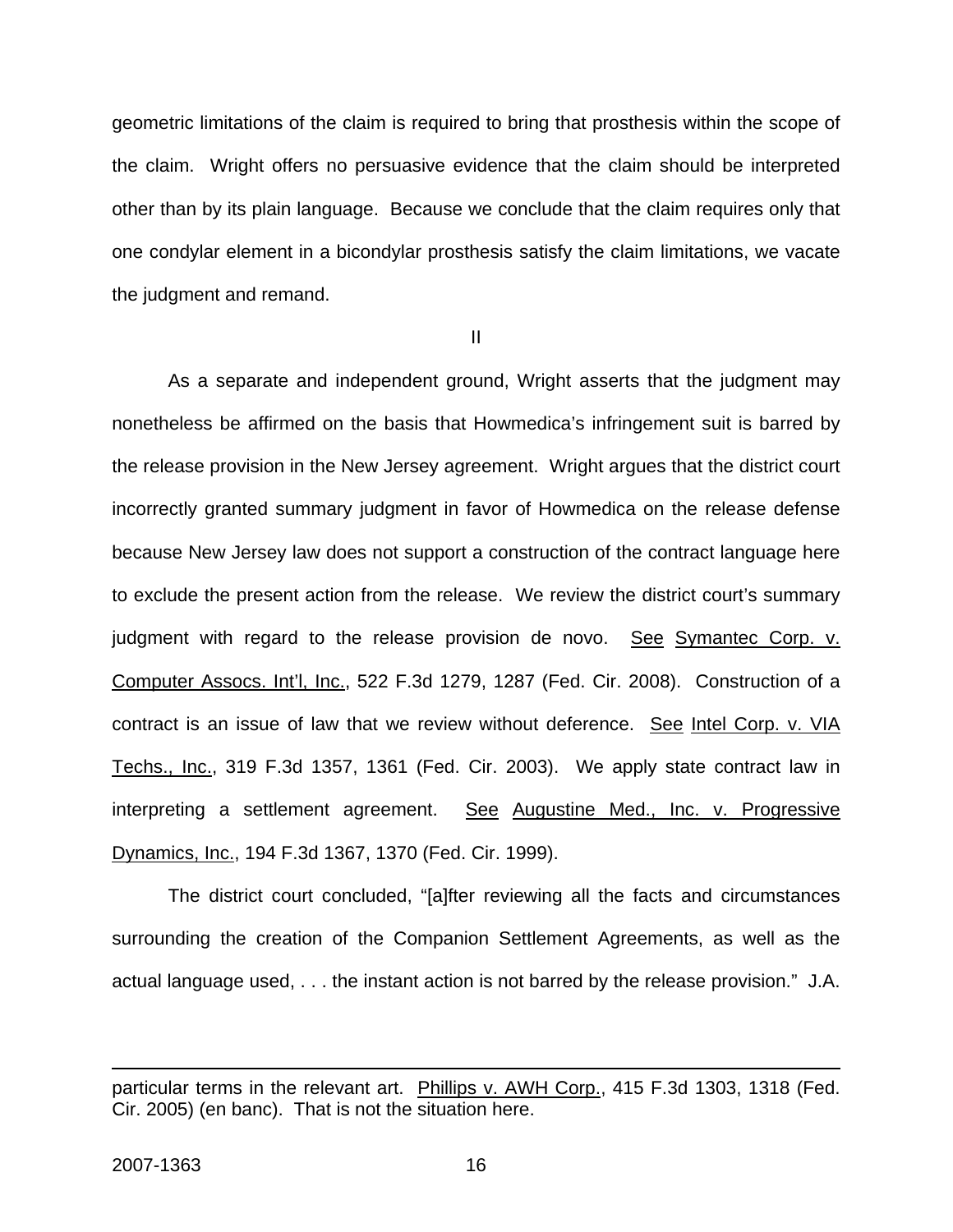geometric limitations of the claim is required to bring that prosthesis within the scope of the claim. Wright offers no persuasive evidence that the claim should be interpreted other than by its plain language. Because we conclude that the claim requires only that one condylar element in a bicondylar prosthesis satisfy the claim limitations, we vacate the judgment and remand.

II

As a separate and independent ground, Wright asserts that the judgment may nonetheless be affirmed on the basis that Howmedica's infringement suit is barred by the release provision in the New Jersey agreement. Wright argues that the district court incorrectly granted summary judgment in favor of Howmedica on the release defense because New Jersey law does not support a construction of the contract language here to exclude the present action from the release. We review the district court's summary judgment with regard to the release provision de novo. See Symantec Corp. v. Computer Assocs. Int'l, Inc., 522 F.3d 1279, 1287 (Fed. Cir. 2008). Construction of a contract is an issue of law that we review without deference. See Intel Corp. v. VIA Techs., Inc., 319 F.3d 1357, 1361 (Fed. Cir. 2003). We apply state contract law in interpreting a settlement agreement. See Augustine Med., Inc. v. Progressive Dynamics, Inc., 194 F.3d 1367, 1370 (Fed. Cir. 1999).

The district court concluded, "[a]fter reviewing all the facts and circumstances surrounding the creation of the Companion Settlement Agreements, as well as the actual language used, . . . the instant action is not barred by the release provision." J.A.

---

particular terms in the relevant art. Phillips v. AWH Corp., 415 F.3d 1303, 1318 (Fed. Cir. 2005) (en banc). That is not the situation here.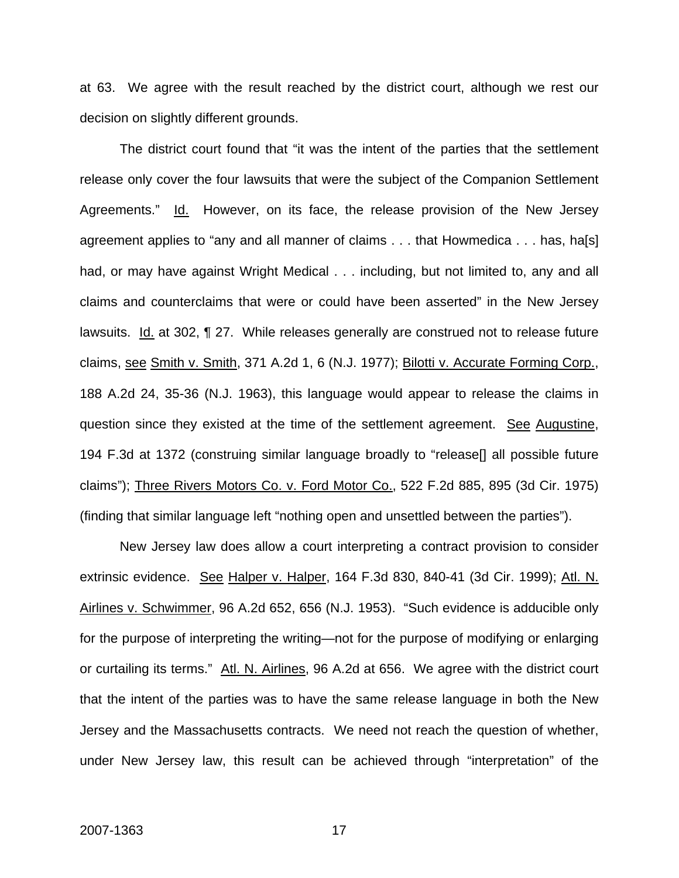at 63. We agree with the result reached by the district court, although we rest our decision on slightly different grounds.

The district court found that "it was the intent of the parties that the settlement release only cover the four lawsuits that were the subject of the Companion Settlement Agreements." Id. However, on its face, the release provision of the New Jersey agreement applies to "any and all manner of claims . . . that Howmedica . . . has, ha[s] had, or may have against Wright Medical . . . including, but not limited to, any and all claims and counterclaims that were or could have been asserted" in the New Jersey lawsuits. Id. at 302, ¶ 27. While releases generally are construed not to release future claims, see Smith v. Smith, 371 A.2d 1, 6 (N.J. 1977); Bilotti v. Accurate Forming Corp., 188 A.2d 24, 35-36 (N.J. 1963), this language would appear to release the claims in question since they existed at the time of the settlement agreement. See Augustine, 194 F.3d at 1372 (construing similar language broadly to "release[] all possible future claims"); Three Rivers Motors Co. v. Ford Motor Co., 522 F.2d 885, 895 (3d Cir. 1975) (finding that similar language left "nothing open and unsettled between the parties").

New Jersey law does allow a court interpreting a contract provision to consider extrinsic evidence. See Halper v. Halper, 164 F.3d 830, 840-41 (3d Cir. 1999); Atl. N. Airlines v. Schwimmer, 96 A.2d 652, 656 (N.J. 1953). "Such evidence is adducible only for the purpose of interpreting the writing—not for the purpose of modifying or enlarging or curtailing its terms." Atl. N. Airlines, 96 A.2d at 656. We agree with the district court that the intent of the parties was to have the same release language in both the New Jersey and the Massachusetts contracts. We need not reach the question of whether, under New Jersey law, this result can be achieved through "interpretation" of the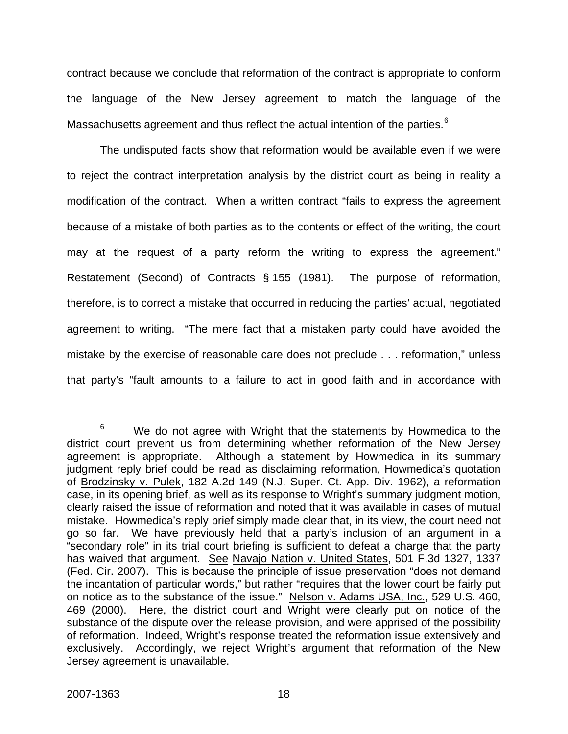contract because we conclude that reformation of the contract is appropriate to conform the language of the New Jersey agreement to match the language of the Massachusetts agreement and thus reflect the actual intention of the parties.[6]

The undisputed facts show that reformation would be available even if we were to reject the contract interpretation analysis by the district court as being in reality a modification of the contract. When a written contract "fails to express the agreement because of a mistake of both parties as to the contents or effect of the writing, the court may at the request of a party reform the writing to express the agreement." Restatement (Second) of Contracts § 155 (1981). The purpose of reformation, therefore, is to correct a mistake that occurred in reducing the parties' actual, negotiated agreement to writing. "The mere fact that a mistaken party could have avoided the mistake by the exercise of reasonable care does not preclude . . . reformation," unless that party's "fault amounts to a failure to act in good faith and in accordance with

---

[6] We do not agree with Wright that the statements by Howmedica to the district court prevent us from determining whether reformation of the New Jersey agreement is appropriate. Although a statement by Howmedica in its summary judgment reply brief could be read as disclaiming reformation, Howmedica's quotation of Brodzinsky v. Pulek, 182 A.2d 149 (N.J. Super. Ct. App. Div. 1962), a reformation case, in its opening brief, as well as its response to Wright's summary judgment motion, clearly raised the issue of reformation and noted that it was available in cases of mutual mistake. Howmedica's reply brief simply made clear that, in its view, the court need not go so far. We have previously held that a party's inclusion of an argument in a "secondary role" in its trial court briefing is sufficient to defeat a charge that the party has waived that argument. See Navajo Nation v. United States, 501 F.3d 1327, 1337 (Fed. Cir. 2007). This is because the principle of issue preservation "does not demand the incantation of particular words," but rather "requires that the lower court be fairly put on notice as to the substance of the issue." Nelson v. Adams USA, Inc., 529 U.S. 460, 469 (2000). Here, the district court and Wright were clearly put on notice of the substance of the dispute over the release provision, and were apprised of the possibility of reformation. Indeed, Wright's response treated the reformation issue extensively and exclusively. Accordingly, we reject Wright's argument that reformation of the New Jersey agreement is unavailable.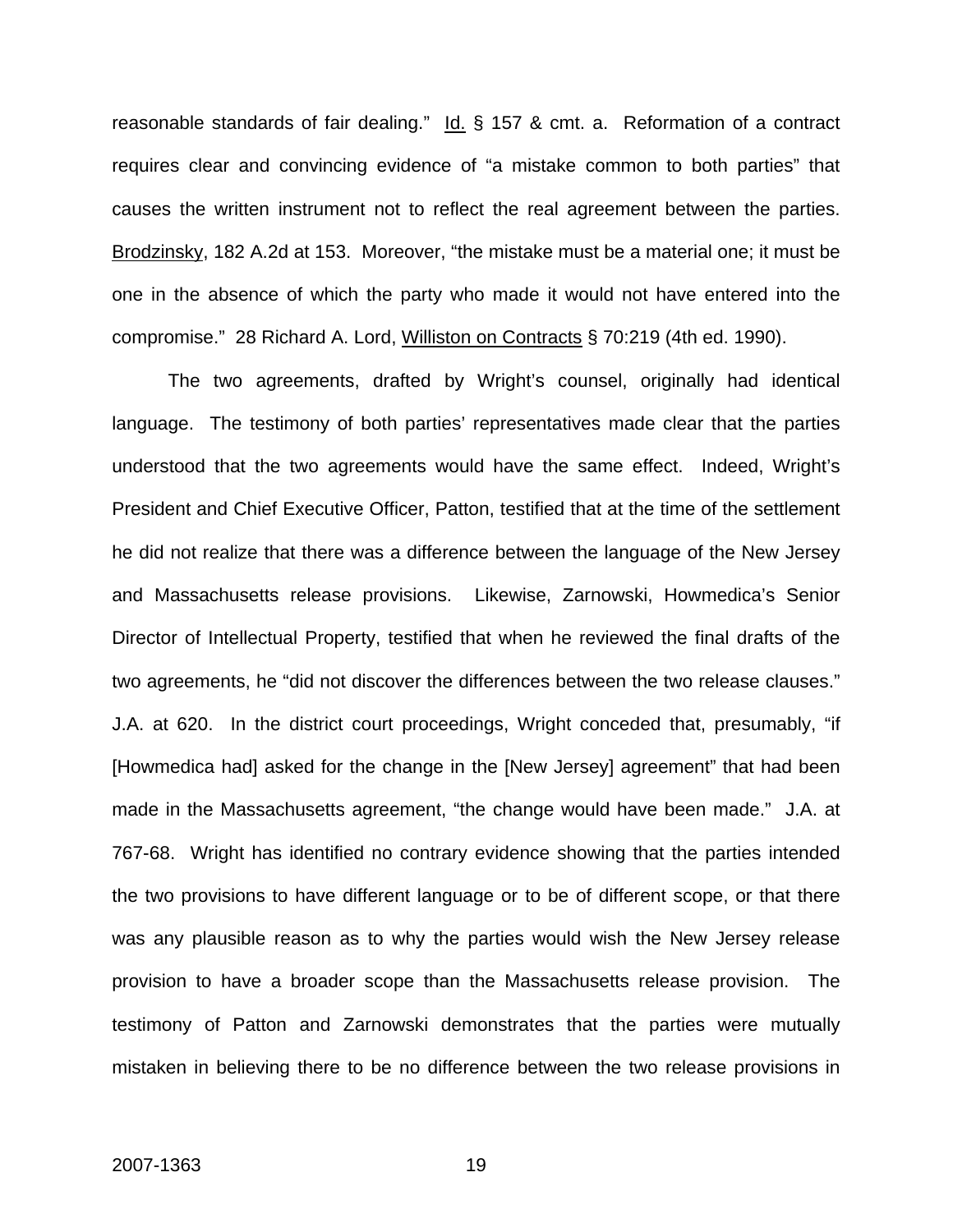reasonable standards of fair dealing." Id. § 157 & cmt. a. Reformation of a contract requires clear and convincing evidence of "a mistake common to both parties" that causes the written instrument not to reflect the real agreement between the parties. Brodzinsky, 182 A.2d at 153. Moreover, "the mistake must be a material one; it must be one in the absence of which the party who made it would not have entered into the compromise." 28 Richard A. Lord, Williston on Contracts § 70:219 (4th ed. 1990).

The two agreements, drafted by Wright's counsel, originally had identical language. The testimony of both parties' representatives made clear that the parties understood that the two agreements would have the same effect. Indeed, Wright's President and Chief Executive Officer, Patton, testified that at the time of the settlement he did not realize that there was a difference between the language of the New Jersey and Massachusetts release provisions. Likewise, Zarnowski, Howmedica's Senior Director of Intellectual Property, testified that when he reviewed the final drafts of the two agreements, he "did not discover the differences between the two release clauses." J.A. at 620. In the district court proceedings, Wright conceded that, presumably, "if [Howmedica had] asked for the change in the [New Jersey] agreement" that had been made in the Massachusetts agreement, "the change would have been made." J.A. at 767-68. Wright has identified no contrary evidence showing that the parties intended the two provisions to have different language or to be of different scope, or that there was any plausible reason as to why the parties would wish the New Jersey release provision to have a broader scope than the Massachusetts release provision. The testimony of Patton and Zarnowski demonstrates that the parties were mutually mistaken in believing there to be no difference between the two release provisions in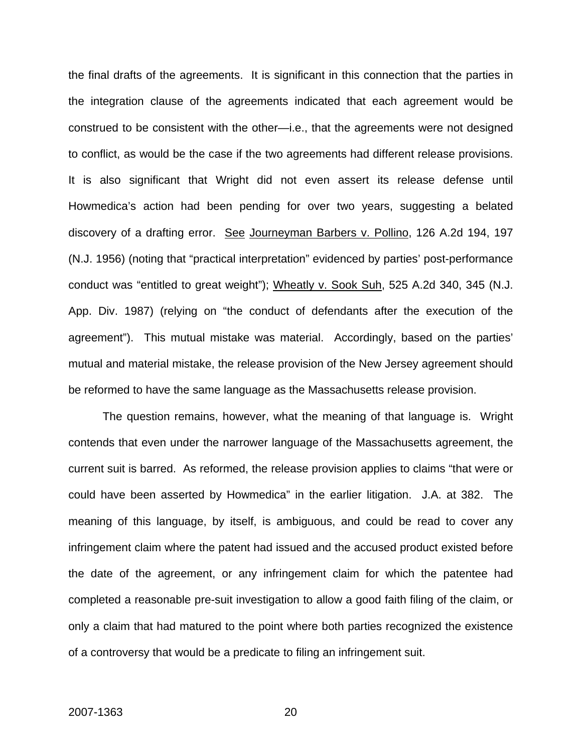the final drafts of the agreements. It is significant in this connection that the parties in the integration clause of the agreements indicated that each agreement would be construed to be consistent with the other—i.e., that the agreements were not designed to conflict, as would be the case if the two agreements had different release provisions. It is also significant that Wright did not even assert its release defense until Howmedica's action had been pending for over two years, suggesting a belated discovery of a drafting error. See Journeyman Barbers v. Pollino, 126 A.2d 194, 197 (N.J. 1956) (noting that "practical interpretation" evidenced by parties' post-performance conduct was "entitled to great weight"); Wheatly v. Sook Suh, 525 A.2d 340, 345 (N.J. App. Div. 1987) (relying on "the conduct of defendants after the execution of the agreement"). This mutual mistake was material. Accordingly, based on the parties' mutual and material mistake, the release provision of the New Jersey agreement should be reformed to have the same language as the Massachusetts release provision.

The question remains, however, what the meaning of that language is. Wright contends that even under the narrower language of the Massachusetts agreement, the current suit is barred. As reformed, the release provision applies to claims "that were or could have been asserted by Howmedica" in the earlier litigation. J.A. at 382. The meaning of this language, by itself, is ambiguous, and could be read to cover any infringement claim where the patent had issued and the accused product existed before the date of the agreement, or any infringement claim for which the patentee had completed a reasonable pre-suit investigation to allow a good faith filing of the claim, or only a claim that had matured to the point where both parties recognized the existence of a controversy that would be a predicate to filing an infringement suit.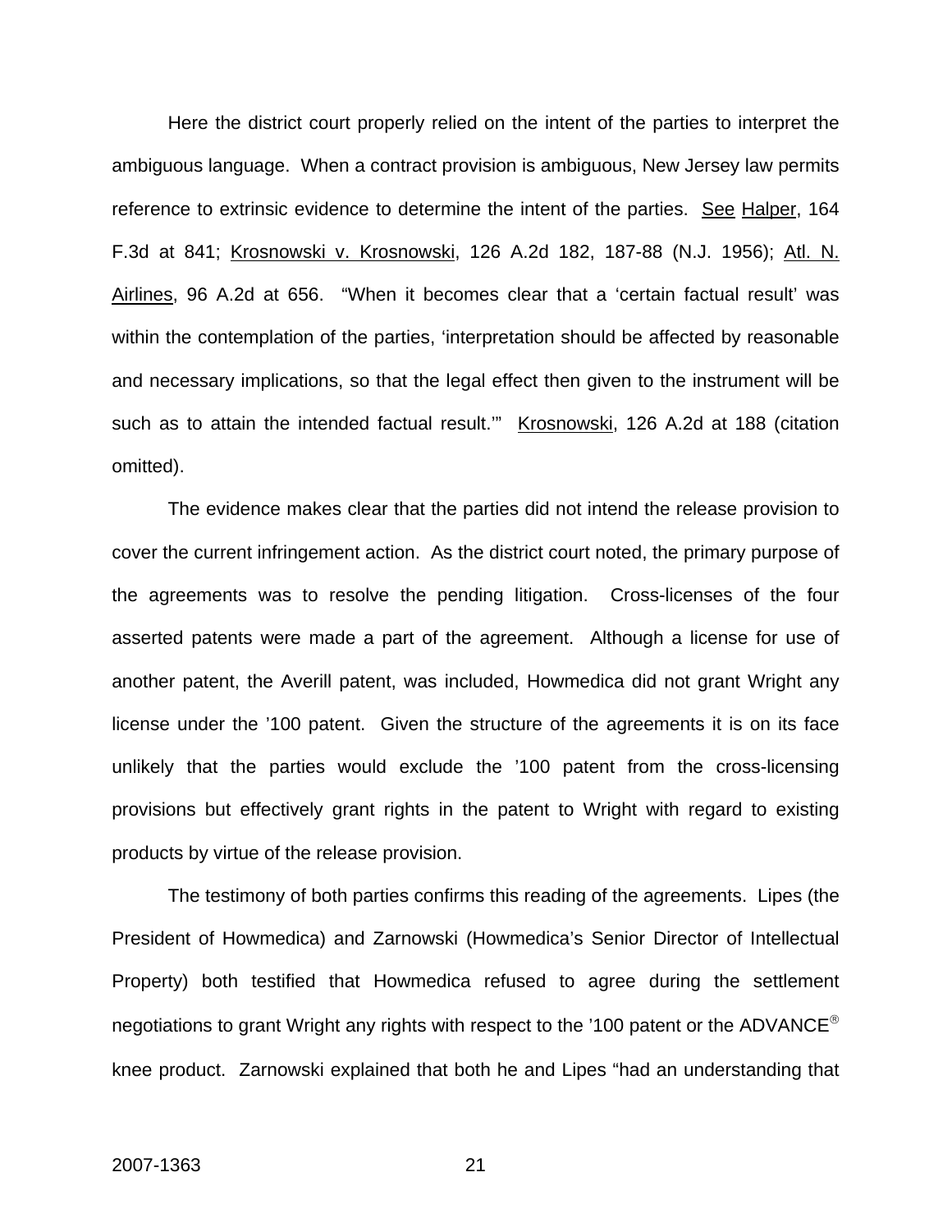Here the district court properly relied on the intent of the parties to interpret the ambiguous language. When a contract provision is ambiguous, New Jersey law permits reference to extrinsic evidence to determine the intent of the parties. See Halper, 164 F.3d at 841; Krosnowski v. Krosnowski, 126 A.2d 182, 187-88 (N.J. 1956); Atl. N. Airlines, 96 A.2d at 656. "When it becomes clear that a 'certain factual result' was within the contemplation of the parties, 'interpretation should be affected by reasonable and necessary implications, so that the legal effect then given to the instrument will be such as to attain the intended factual result.'" Krosnowski, 126 A.2d at 188 (citation omitted).

The evidence makes clear that the parties did not intend the release provision to cover the current infringement action. As the district court noted, the primary purpose of the agreements was to resolve the pending litigation. Cross-licenses of the four asserted patents were made a part of the agreement. Although a license for use of another patent, the Averill patent, was included, Howmedica did not grant Wright any license under the '100 patent. Given the structure of the agreements it is on its face unlikely that the parties would exclude the '100 patent from the cross-licensing provisions but effectively grant rights in the patent to Wright with regard to existing products by virtue of the release provision.

The testimony of both parties confirms this reading of the agreements. Lipes (the President of Howmedica) and Zarnowski (Howmedica's Senior Director of Intellectual Property) both testified that Howmedica refused to agree during the settlement negotiations to grant Wright any rights with respect to the '100 patent or the ADVANCE® knee product. Zarnowski explained that both he and Lipes "had an understanding that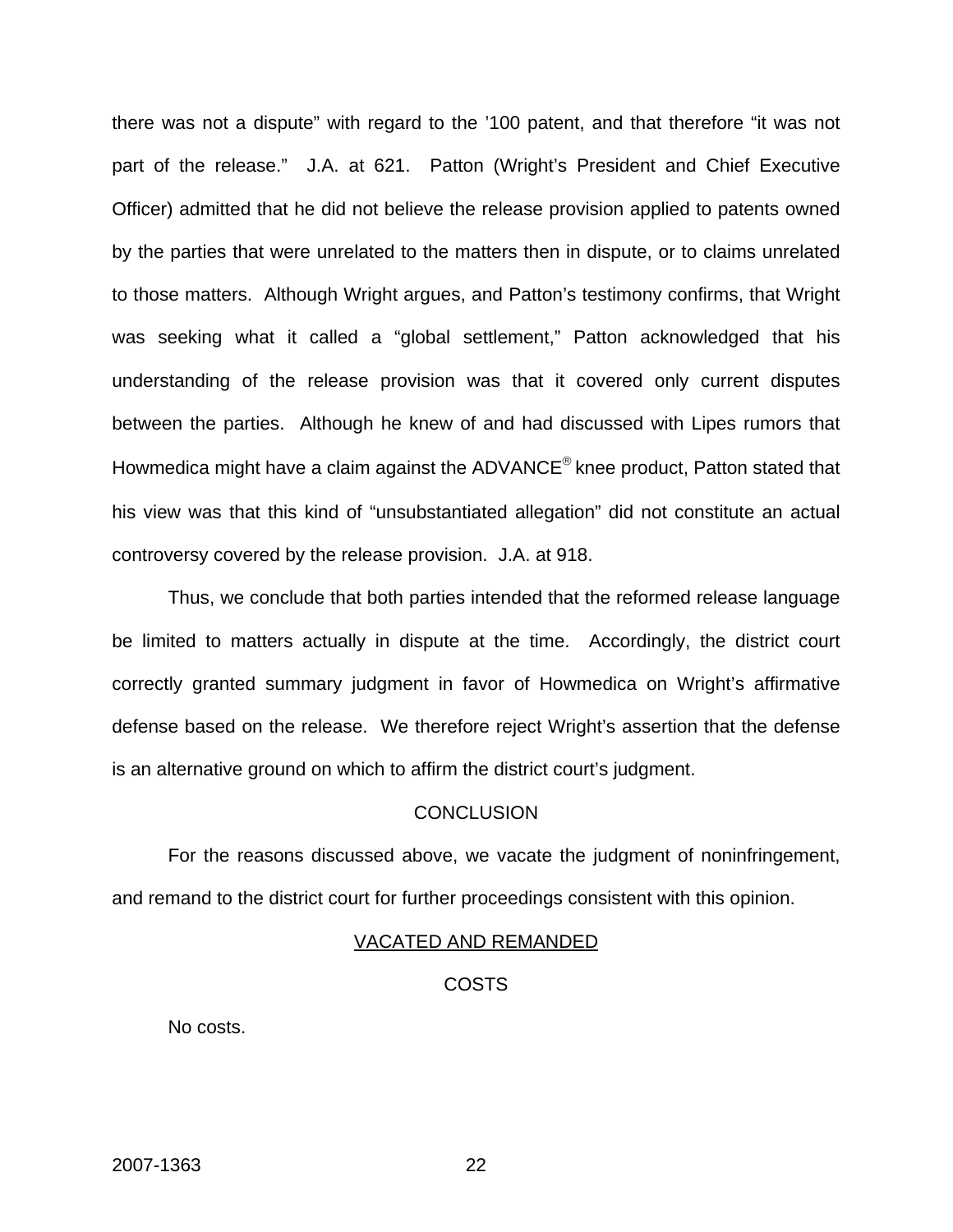there was not a dispute" with regard to the '100 patent, and that therefore "it was not part of the release." J.A. at 621. Patton (Wright's President and Chief Executive Officer) admitted that he did not believe the release provision applied to patents owned by the parties that were unrelated to the matters then in dispute, or to claims unrelated to those matters. Although Wright argues, and Patton's testimony confirms, that Wright was seeking what it called a "global settlement," Patton acknowledged that his understanding of the release provision was that it covered only current disputes between the parties. Although he knew of and had discussed with Lipes rumors that Howmedica might have a claim against the ADVANCE® knee product, Patton stated that his view was that this kind of "unsubstantiated allegation" did not constitute an actual controversy covered by the release provision. J.A. at 918.

Thus, we conclude that both parties intended that the reformed release language be limited to matters actually in dispute at the time. Accordingly, the district court correctly granted summary judgment in favor of Howmedica on Wright's affirmative defense based on the release. We therefore reject Wright's assertion that the defense is an alternative ground on which to affirm the district court's judgment.

## CONCLUSION

For the reasons discussed above, we vacate the judgment of noninfringement, and remand to the district court for further proceedings consistent with this opinion.

VACATED AND REMANDED

## COSTS

No costs.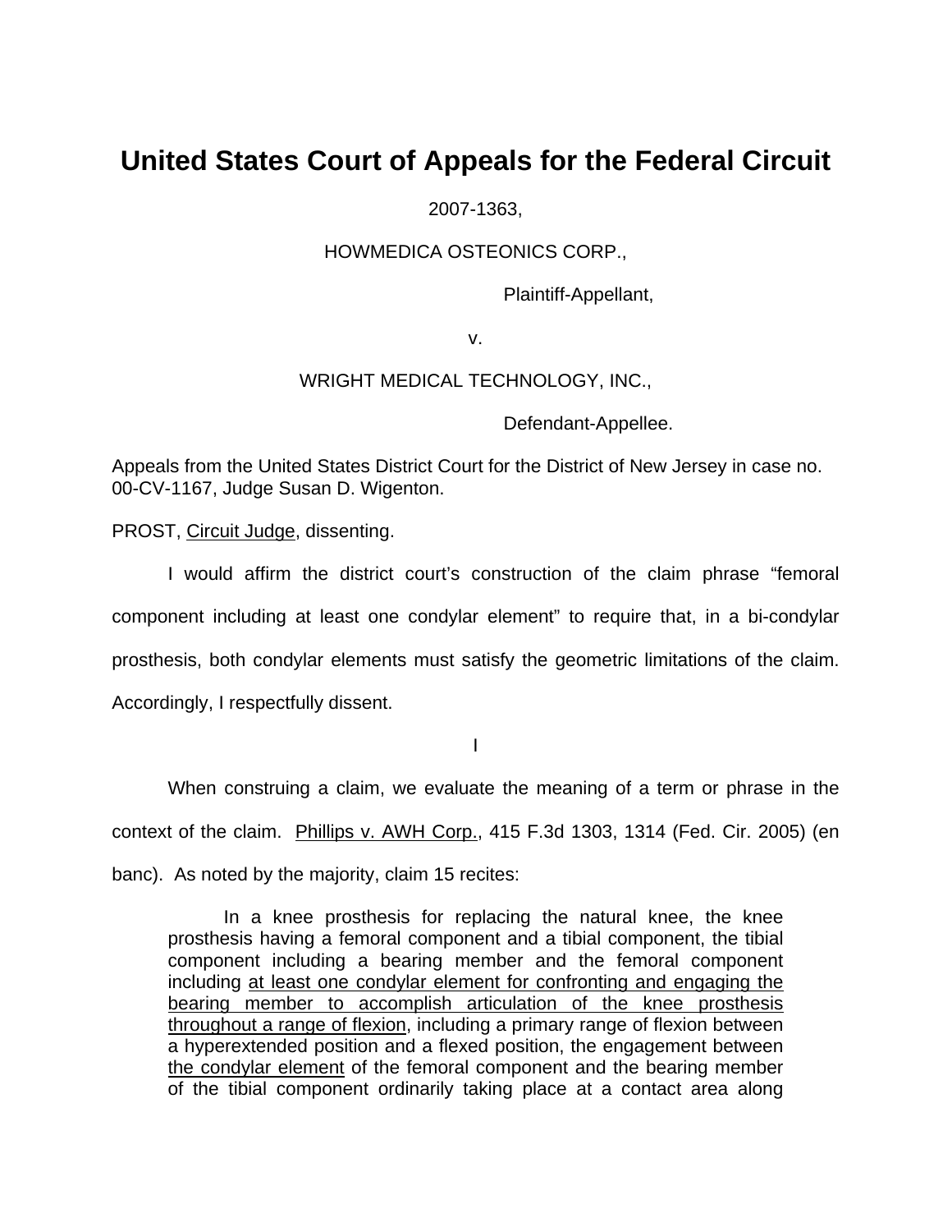# United States Court of Appeals for the Federal Circuit

2007-1363,

HOWMEDICA OSTEONICS CORP.,

Plaintiff-Appellant,

v.

WRIGHT MEDICAL TECHNOLOGY, INC.,

Defendant-Appellee.

Appeals from the United States District Court for the District of New Jersey in case no. 00-CV-1167, Judge Susan D. Wigenton.

PROST, Circuit Judge, dissenting.

I would affirm the district court's construction of the claim phrase "femoral component including at least one condylar element" to require that, in a bi-condylar prosthesis, both condylar elements must satisfy the geometric limitations of the claim. Accordingly, I respectfully dissent.

I

When construing a claim, we evaluate the meaning of a term or phrase in the context of the claim. Phillips v. AWH Corp., 415 F.3d 1303, 1314 (Fed. Cir. 2005) (en banc). As noted by the majority, claim 15 recites:

> In a knee prosthesis for replacing the natural knee, the knee prosthesis having a femoral component and a tibial component, the tibial component including a bearing member and the femoral component including at least one condylar element for confronting and engaging the bearing member to accomplish articulation of the knee prosthesis throughout a range of flexion, including a primary range of flexion between a hyperextended position and a flexed position, the engagement between the condylar element of the femoral component and the bearing member of the tibial component ordinarily taking place at a contact area along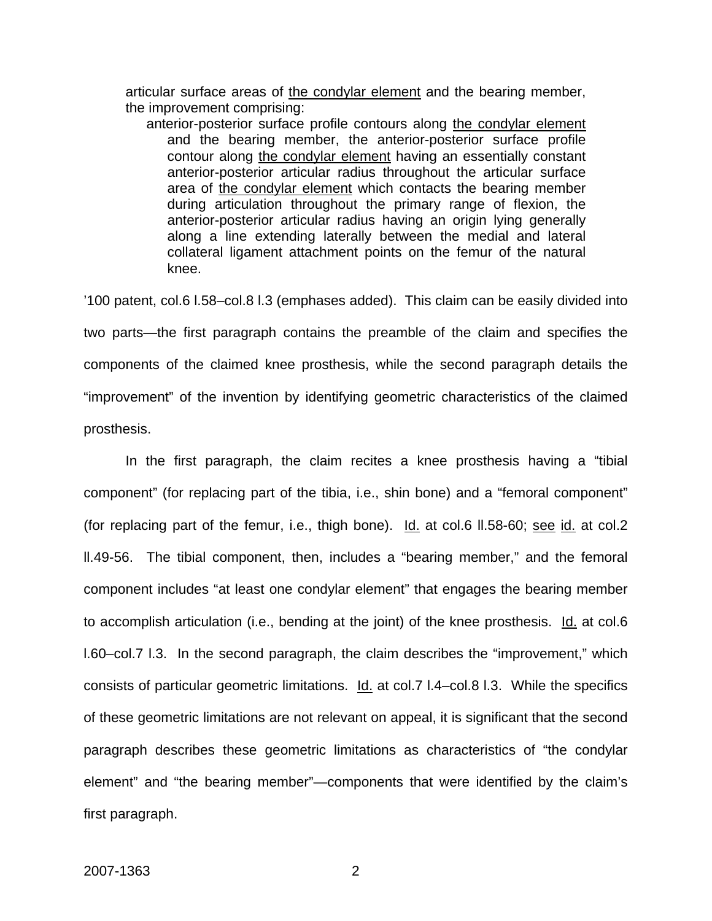> articular surface areas of <u>the condylar element</u> and the bearing member, the improvement comprising:
>
> > anterior-posterior surface profile contours along <u>the condylar element</u> and the bearing member, the anterior-posterior surface profile contour along <u>the condylar element</u> having an essentially constant anterior-posterior articular radius throughout the articular surface area of <u>the condylar element</u> which contacts the bearing member during articulation throughout the primary range of flexion, the anterior-posterior articular radius having an origin lying generally along a line extending laterally between the medial and lateral collateral ligament attachment points on the femur of the natural knee.

'100 patent, col.6 l.58–col.8 l.3 (emphases added). This claim can be easily divided into two parts—the first paragraph contains the preamble of the claim and specifies the components of the claimed knee prosthesis, while the second paragraph details the "improvement" of the invention by identifying geometric characteristics of the claimed prosthesis.

In the first paragraph, the claim recites a knee prosthesis having a "tibial component" (for replacing part of the tibia, i.e., shin bone) and a "femoral component" (for replacing part of the femur, i.e., thigh bone). <u>Id.</u> at col.6 ll.58-60; <u>see</u> <u>id.</u> at col.2 ll.49-56. The tibial component, then, includes a "bearing member," and the femoral component includes "at least one condylar element" that engages the bearing member to accomplish articulation (i.e., bending at the joint) of the knee prosthesis. <u>Id.</u> at col.6 l.60–col.7 l.3. In the second paragraph, the claim describes the "improvement," which consists of particular geometric limitations. <u>Id.</u> at col.7 l.4–col.8 l.3. While the specifics of these geometric limitations are not relevant on appeal, it is significant that the second paragraph describes these geometric limitations as characteristics of "the condylar element" and "the bearing member"—components that were identified by the claim's first paragraph.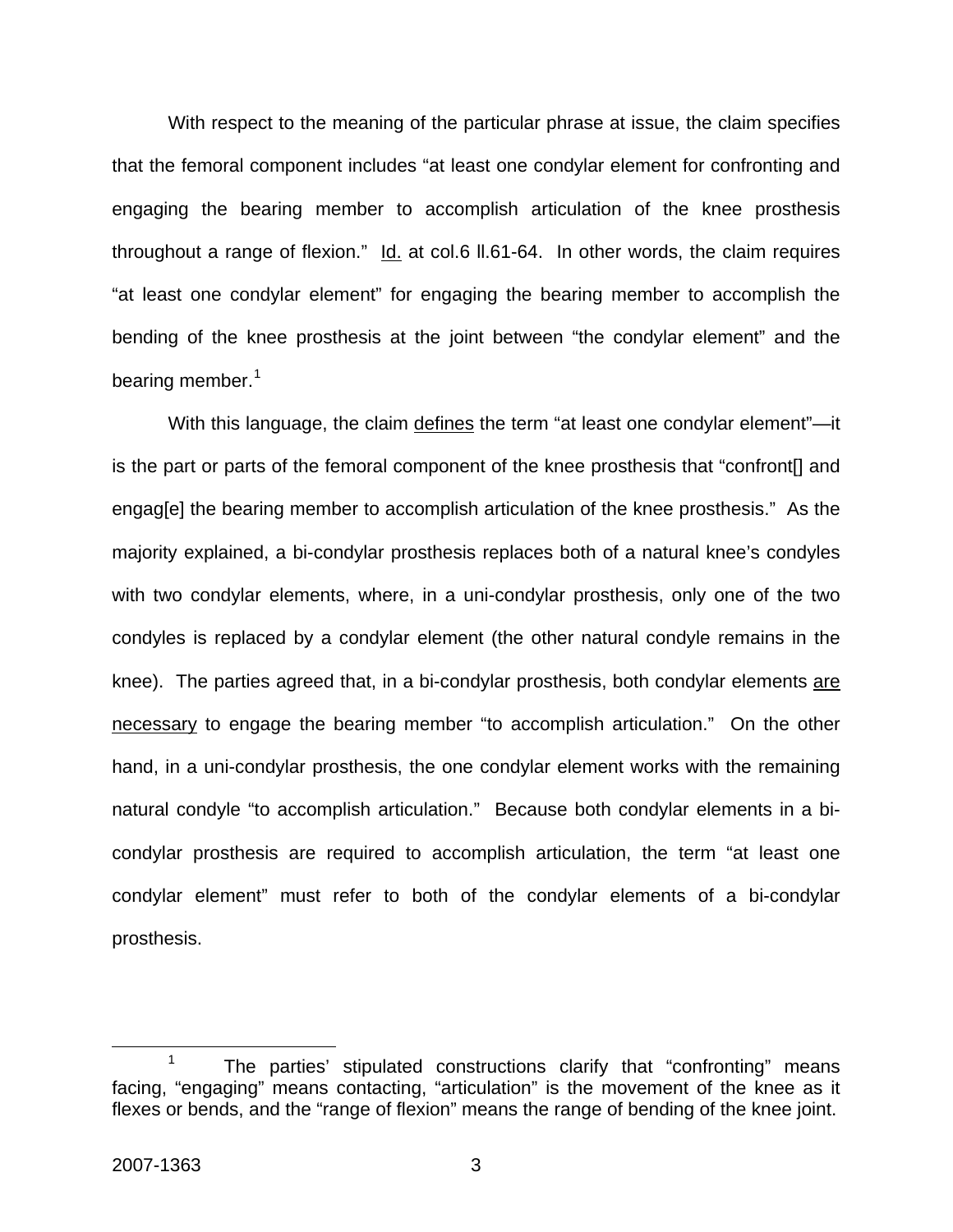With respect to the meaning of the particular phrase at issue, the claim specifies that the femoral component includes "at least one condylar element for confronting and engaging the bearing member to accomplish articulation of the knee prosthesis throughout a range of flexion." Id. at col.6 ll.61-64. In other words, the claim requires "at least one condylar element" for engaging the bearing member to accomplish the bending of the knee prosthesis at the joint between "the condylar element" and the bearing member.[1]

With this language, the claim defines the term "at least one condylar element"—it is the part or parts of the femoral component of the knee prosthesis that "confront[] and engag[e] the bearing member to accomplish articulation of the knee prosthesis." As the majority explained, a bi-condylar prosthesis replaces both of a natural knee's condyles with two condylar elements, where, in a uni-condylar prosthesis, only one of the two condyles is replaced by a condylar element (the other natural condyle remains in the knee). The parties agreed that, in a bi-condylar prosthesis, both condylar elements are necessary to engage the bearing member "to accomplish articulation." On the other hand, in a uni-condylar prosthesis, the one condylar element works with the remaining natural condyle "to accomplish articulation." Because both condylar elements in a bi-condylar prosthesis are required to accomplish articulation, the term "at least one condylar element" must refer to both of the condylar elements of a bi-condylar prosthesis.

---

[1] The parties' stipulated constructions clarify that "confronting" means facing, "engaging" means contacting, "articulation" is the movement of the knee as it flexes or bends, and the "range of flexion" means the range of bending of the knee joint.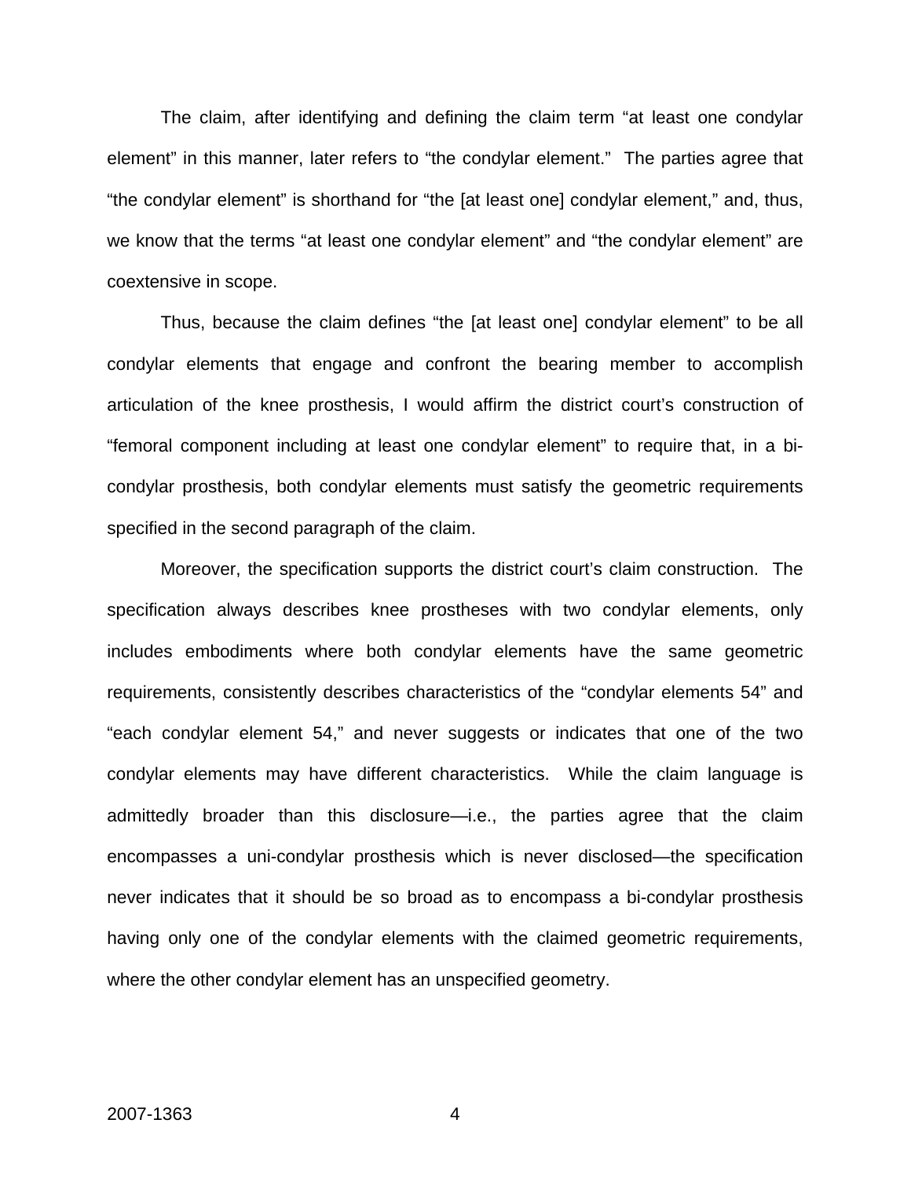The claim, after identifying and defining the claim term "at least one condylar element" in this manner, later refers to "the condylar element." The parties agree that "the condylar element" is shorthand for "the [at least one] condylar element," and, thus, we know that the terms "at least one condylar element" and "the condylar element" are coextensive in scope.

Thus, because the claim defines "the [at least one] condylar element" to be all condylar elements that engage and confront the bearing member to accomplish articulation of the knee prosthesis, I would affirm the district court's construction of "femoral component including at least one condylar element" to require that, in a bi-condylar prosthesis, both condylar elements must satisfy the geometric requirements specified in the second paragraph of the claim.

Moreover, the specification supports the district court's claim construction. The specification always describes knee prostheses with two condylar elements, only includes embodiments where both condylar elements have the same geometric requirements, consistently describes characteristics of the "condylar elements 54" and "each condylar element 54," and never suggests or indicates that one of the two condylar elements may have different characteristics. While the claim language is admittedly broader than this disclosure—i.e., the parties agree that the claim encompasses a uni-condylar prosthesis which is never disclosed—the specification never indicates that it should be so broad as to encompass a bi-condylar prosthesis having only one of the condylar elements with the claimed geometric requirements, where the other condylar element has an unspecified geometry.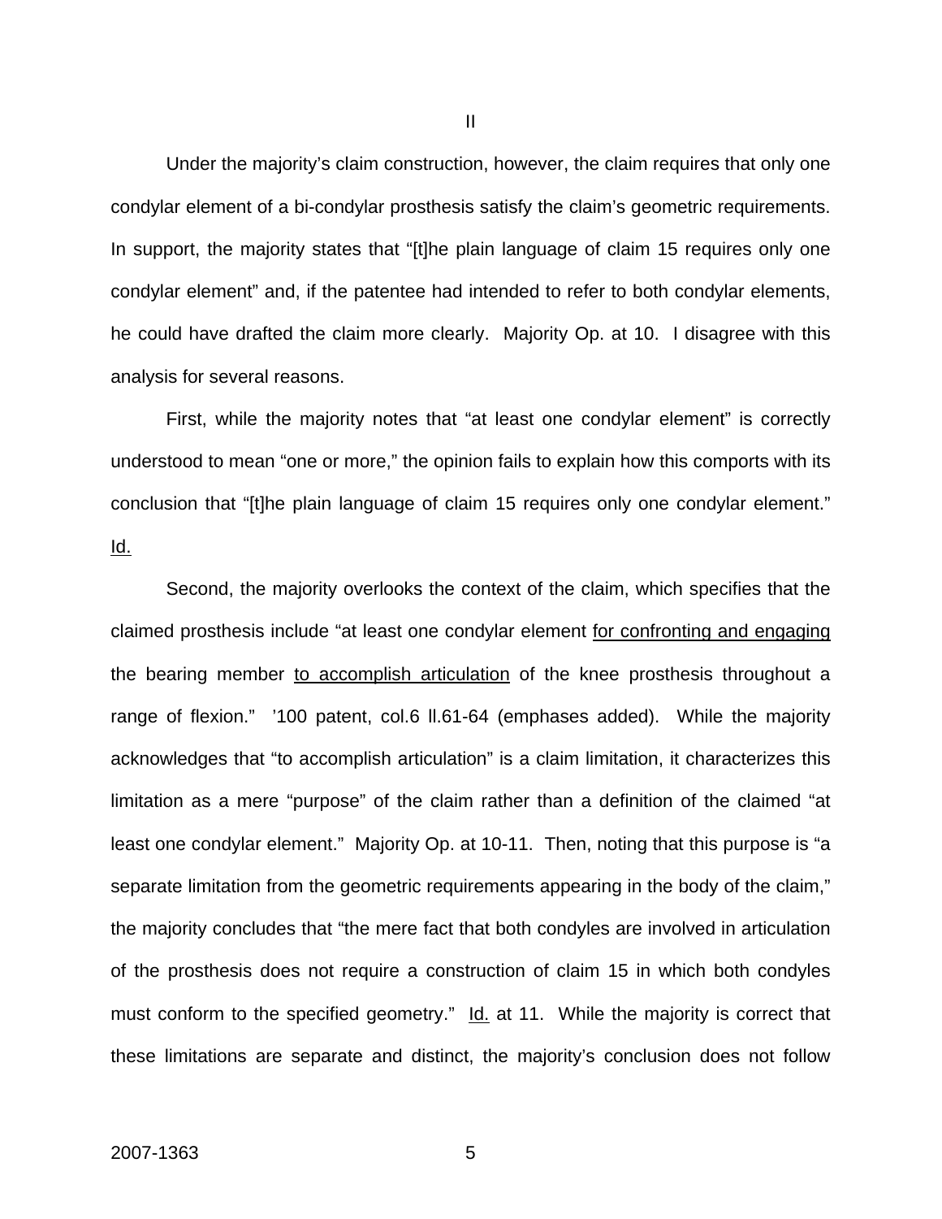II

Under the majority's claim construction, however, the claim requires that only one condylar element of a bi-condylar prosthesis satisfy the claim's geometric requirements. In support, the majority states that "[t]he plain language of claim 15 requires only one condylar element" and, if the patentee had intended to refer to both condylar elements, he could have drafted the claim more clearly. Majority Op. at 10. I disagree with this analysis for several reasons.

First, while the majority notes that "at least one condylar element" is correctly understood to mean "one or more," the opinion fails to explain how this comports with its conclusion that "[t]he plain language of claim 15 requires only one condylar element." Id.

Second, the majority overlooks the context of the claim, which specifies that the claimed prosthesis include "at least one condylar element for confronting and engaging the bearing member to accomplish articulation of the knee prosthesis throughout a range of flexion." '100 patent, col.6 ll.61-64 (emphases added). While the majority acknowledges that "to accomplish articulation" is a claim limitation, it characterizes this limitation as a mere "purpose" of the claim rather than a definition of the claimed "at least one condylar element." Majority Op. at 10-11. Then, noting that this purpose is "a separate limitation from the geometric requirements appearing in the body of the claim," the majority concludes that "the mere fact that both condyles are involved in articulation of the prosthesis does not require a construction of claim 15 in which both condyles must conform to the specified geometry." Id. at 11. While the majority is correct that these limitations are separate and distinct, the majority's conclusion does not follow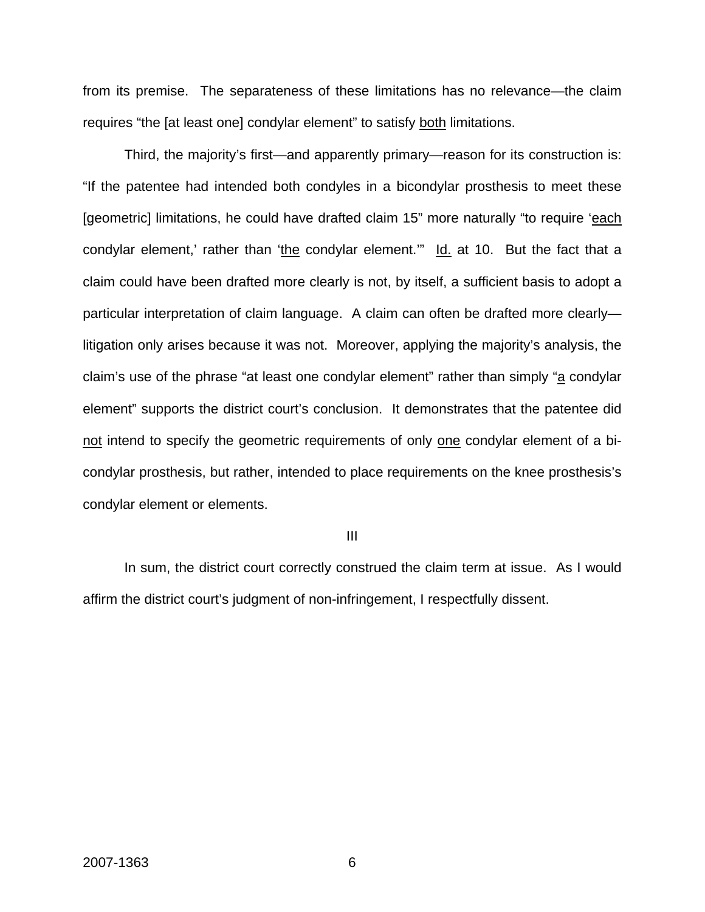from its premise. The separateness of these limitations has no relevance—the claim requires "the [at least one] condylar element" to satisfy both limitations.

Third, the majority's first—and apparently primary—reason for its construction is: "If the patentee had intended both condyles in a bicondylar prosthesis to meet these [geometric] limitations, he could have drafted claim 15" more naturally "to require 'each condylar element,' rather than 'the condylar element.'" Id. at 10. But the fact that a claim could have been drafted more clearly is not, by itself, a sufficient basis to adopt a particular interpretation of claim language. A claim can often be drafted more clearly—litigation only arises because it was not. Moreover, applying the majority's analysis, the claim's use of the phrase "at least one condylar element" rather than simply "a condylar element" supports the district court's conclusion. It demonstrates that the patentee did not intend to specify the geometric requirements of only one condylar element of a bi-condylar prosthesis, but rather, intended to place requirements on the knee prosthesis's condylar element or elements.

## III

In sum, the district court correctly construed the claim term at issue. As I would affirm the district court's judgment of non-infringement, I respectfully dissent.